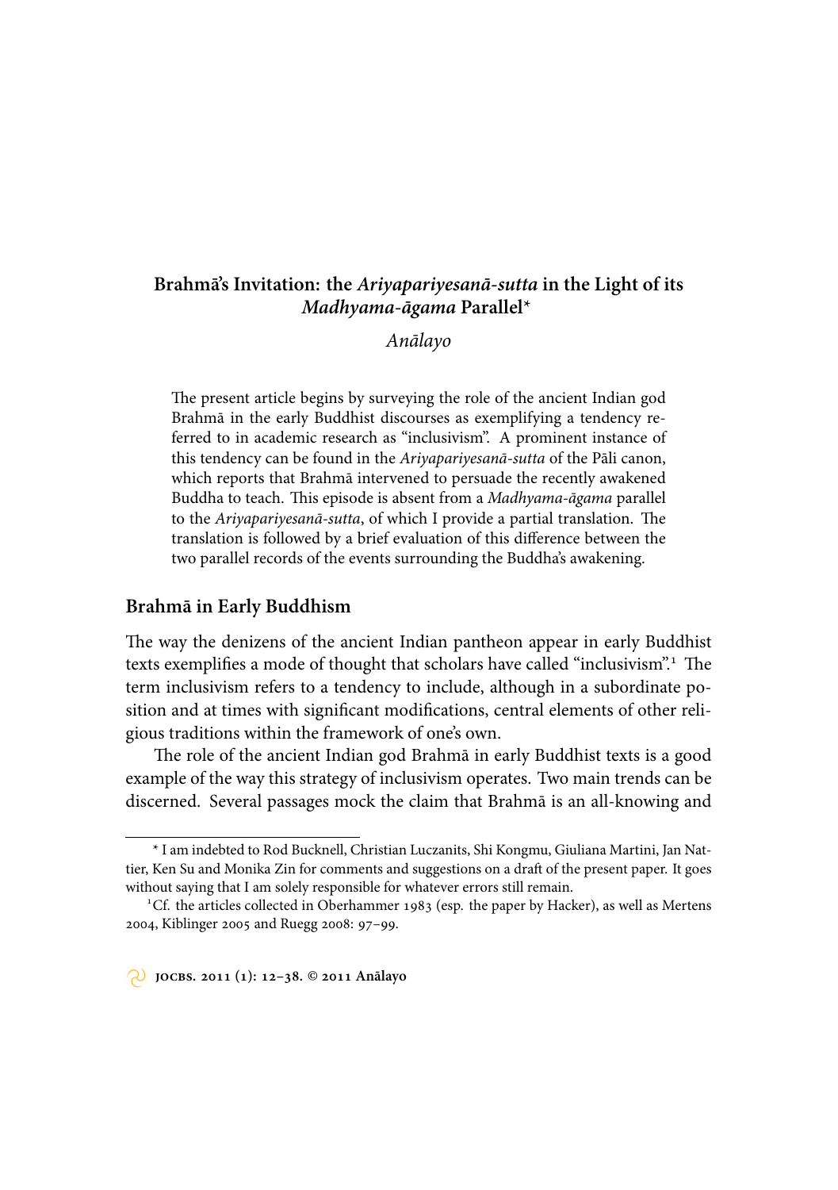# Brahmā's Invitation: the *Ariyapariyesanā-sutta* in the Light of its *Madhyama-āgama* Parallel*

*Anālayo*

The present article begins by surveying the role of the ancient Indian god Brahmā in the early Buddhist discourses as exemplifying a tendency referred to in academic research as "inclusivism". A prominent instance of this tendency can be found in the *Ariyapariyesanā-sutta* of the Pāli canon, which reports that Brahmā intervened to persuade the recently awakened Buddha to teach. This episode is absent from a *Madhyama-āgama* parallel to the *Ariyapariyesanā-sutta*, of which I provide a partial translation. The translation is followed by a brief evaluation of this difference between the two parallel records of the events surrounding the Buddha's awakening.

## Brahmā in Early Buddhism

The way the denizens of the ancient Indian pantheon appear in early Buddhist texts exemplifies a mode of thought that scholars have called "inclusivism".[1] The term inclusivism refers to a tendency to include, although in a subordinate position and at times with significant modifications, central elements of other religious traditions within the framework of one's own.

The role of the ancient Indian god Brahmā in early Buddhist texts is a good example of the way this strategy of inclusivism operates. Two main trends can be discerned. Several passages mock the claim that Brahmā is an all-knowing and

---

* I am indebted to Rod Bucknell, Christian Luczanits, Shi Kongmu, Giuliana Martini, Jan Nattier, Ken Su and Monika Zin for comments and suggestions on a draft of the present paper. It goes without saying that I am solely responsible for whatever errors still remain.

[1] Cf. the articles collected in Oberhammer 1983 (esp. the paper by Hacker), as well as Mertens 2004, Kiblinger 2005 and Ruegg 2008: 97–99.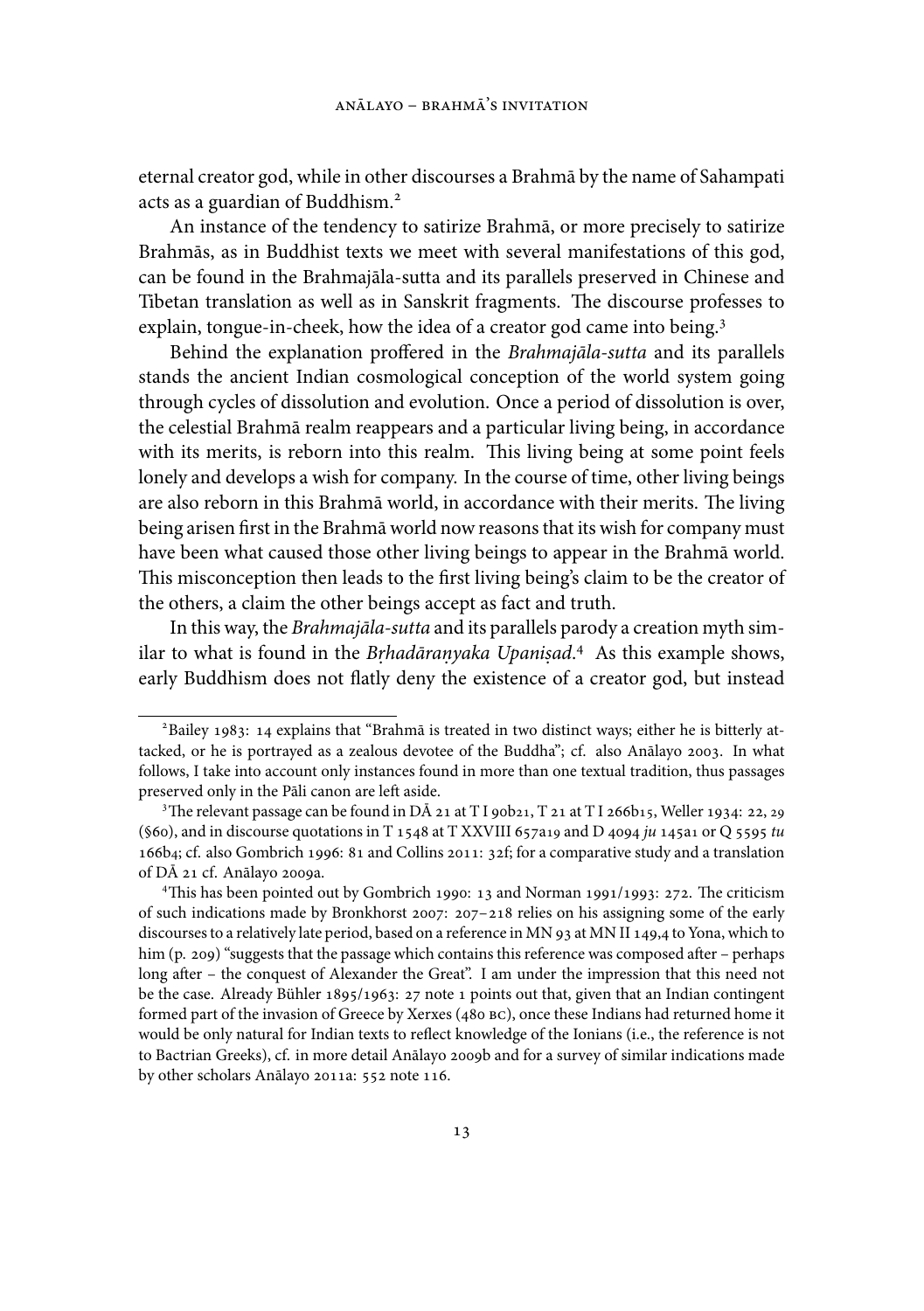eternal creator god, while in other discourses a Brahmā by the name of Sahampati acts as a guardian of Buddhism.[2]

An instance of the tendency to satirize Brahmā, or more precisely to satirize Brahmās, as in Buddhist texts we meet with several manifestations of this god, can be found in the Brahmajāla-sutta and its parallels preserved in Chinese and Tibetan translation as well as in Sanskrit fragments. The discourse professes to explain, tongue-in-cheek, how the idea of a creator god came into being.[3]

Behind the explanation proffered in the *Brahmajāla-sutta* and its parallels stands the ancient Indian cosmological conception of the world system going through cycles of dissolution and evolution. Once a period of dissolution is over, the celestial Brahmā realm reappears and a particular living being, in accordance with its merits, is reborn into this realm. This living being at some point feels lonely and develops a wish for company. In the course of time, other living beings are also reborn in this Brahmā world, in accordance with their merits. The living being arisen first in the Brahmā world now reasons that its wish for company must have been what caused those other living beings to appear in the Brahmā world. This misconception then leads to the first living being's claim to be the creator of the others, a claim the other beings accept as fact and truth.

In this way, the *Brahmajāla-sutta* and its parallels parody a creation myth similar to what is found in the *Bṛhadāraṇyaka Upaniṣad*.[4] As this example shows, early Buddhism does not flatly deny the existence of a creator god, but instead

---

[2] Bailey 1983: 14 explains that "Brahmā is treated in two distinct ways; either he is bitterly attacked, or he is portrayed as a zealous devotee of the Buddha"; cf. also Anālayo 2003. In what follows, I take into account only instances found in more than one textual tradition, thus passages preserved only in the Pāli canon are left aside.

[3] The relevant passage can be found in DĀ 21 at T I 90b21, T 21 at T I 266b15, Weller 1934: 22, 29 (§60), and in discourse quotations in T 1548 at T XXVIII 657a19 and D 4094 *ju* 145a1 or Q 5595 *tu* 166b4; cf. also Gombrich 1996: 81 and Collins 2011: 32f; for a comparative study and a translation of DĀ 21 cf. Anālayo 2009a.

[4] This has been pointed out by Gombrich 1990: 13 and Norman 1991/1993: 272. The criticism of such indications made by Bronkhorst 2007: 207–218 relies on his assigning some of the early discourses to a relatively late period, based on a reference in MN 93 at MN II 149,4 to Yona, which to him (p. 209) "suggests that the passage which contains this reference was composed after – perhaps long after – the conquest of Alexander the Great". I am under the impression that this need not be the case. Already Bühler 1895/1963: 27 note 1 points out that, given that an Indian contingent formed part of the invasion of Greece by Xerxes (480 BC), once these Indians had returned home it would be only natural for Indian texts to reflect knowledge of the Ionians (i.e., the reference is not to Bactrian Greeks), cf. in more detail Anālayo 2009b and for a survey of similar indications made by other scholars Anālayo 2011a: 552 note 116.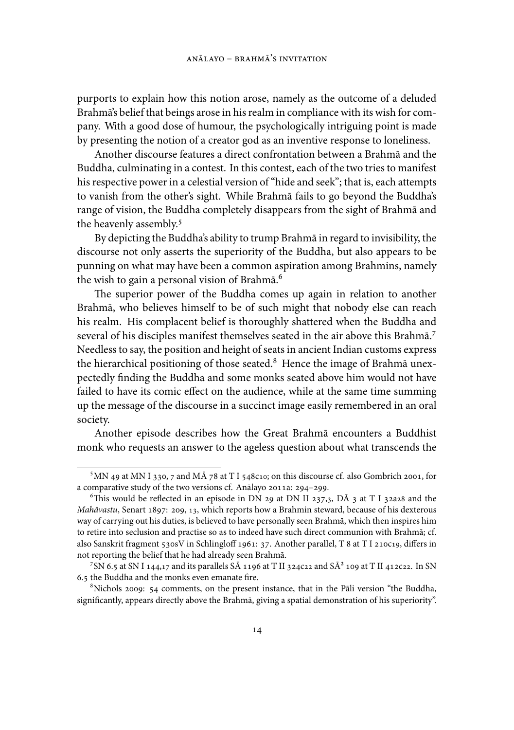purports to explain how this notion arose, namely as the outcome of a deluded Brahmā's belief that beings arose in his realm in compliance with its wish for company. With a good dose of humour, the psychologically intriguing point is made by presenting the notion of a creator god as an inventive response to loneliness.

Another discourse features a direct confrontation between a Brahmā and the Buddha, culminating in a contest. In this contest, each of the two tries to manifest his respective power in a celestial version of "hide and seek"; that is, each attempts to vanish from the other's sight. While Brahmā fails to go beyond the Buddha's range of vision, the Buddha completely disappears from the sight of Brahmā and the heavenly assembly.[5]

By depicting the Buddha's ability to trump Brahmā in regard to invisibility, the discourse not only asserts the superiority of the Buddha, but also appears to be punning on what may have been a common aspiration among Brahmins, namely the wish to gain a personal vision of Brahmā.[6]

The superior power of the Buddha comes up again in relation to another Brahmā, who believes himself to be of such might that nobody else can reach his realm. His complacent belief is thoroughly shattered when the Buddha and several of his disciples manifest themselves seated in the air above this Brahmā.[7] Needless to say, the position and height of seats in ancient Indian customs express the hierarchical positioning of those seated.[8] Hence the image of Brahmā unexpectedly finding the Buddha and some monks seated above him would not have failed to have its comic effect on the audience, while at the same time summing up the message of the discourse in a succinct image easily remembered in an oral society.

Another episode describes how the Great Brahmā encounters a Buddhist monk who requests an answer to the ageless question about what transcends the

---

[5] MN 49 at MN I 330, 7 and MĀ 78 at T I 548c10; on this discourse cf. also Gombrich 2001, for a comparative study of the two versions cf. Anālayo 2011a: 294–299.

[6] This would be reflected in an episode in DN 29 at DN II 237,3, DĀ 3 at T I 32a28 and the *Mahāvastu*, Senart 1897: 209, 13, which reports how a Brahmin steward, because of his dexterous way of carrying out his duties, is believed to have personally seen Brahmā, which then inspires him to retire into seclusion and practise so as to indeed have such direct communion with Brahmā; cf. also Sanskrit fragment 530sV in Schlingloff 1961: 37. Another parallel, T 8 at T I 210c19, differs in not reporting the belief that he had already seen Brahmā.

[7] SN 6.5 at SN I 144,17 and its parallels SĀ 1196 at T II 324c22 and SĀ² 109 at T II 412c22. In SN 6.5 the Buddha and the monks even emanate fire.

[8] Nichols 2009: 54 comments, on the present instance, that in the Pāli version "the Buddha, significantly, appears directly above the Brahmā, giving a spatial demonstration of his superiority".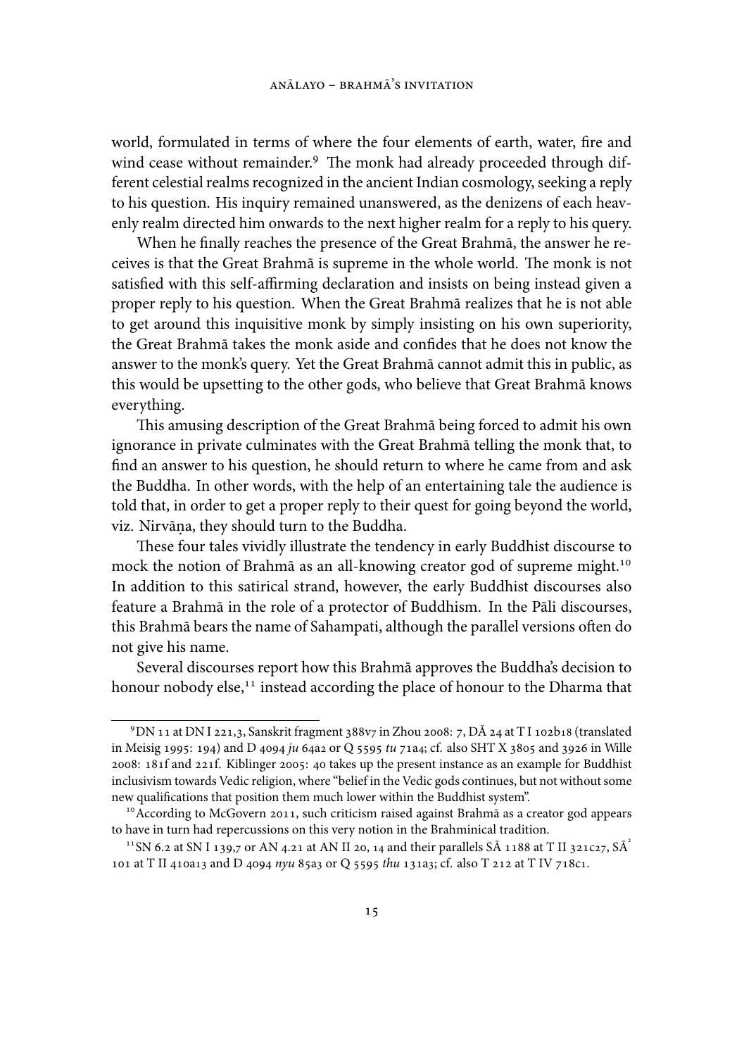world, formulated in terms of where the four elements of earth, water, fire and wind cease without remainder.[9] The monk had already proceeded through different celestial realms recognized in the ancient Indian cosmology, seeking a reply to his question. His inquiry remained unanswered, as the denizens of each heavenly realm directed him onwards to the next higher realm for a reply to his query.

When he finally reaches the presence of the Great Brahmā, the answer he receives is that the Great Brahmā is supreme in the whole world. The monk is not satisfied with this self-affirming declaration and insists on being instead given a proper reply to his question. When the Great Brahmā realizes that he is not able to get around this inquisitive monk by simply insisting on his own superiority, the Great Brahmā takes the monk aside and confides that he does not know the answer to the monk's query. Yet the Great Brahmā cannot admit this in public, as this would be upsetting to the other gods, who believe that Great Brahmā knows everything.

This amusing description of the Great Brahmā being forced to admit his own ignorance in private culminates with the Great Brahmā telling the monk that, to find an answer to his question, he should return to where he came from and ask the Buddha. In other words, with the help of an entertaining tale the audience is told that, in order to get a proper reply to their quest for going beyond the world, viz. Nirvāṇa, they should turn to the Buddha.

These four tales vividly illustrate the tendency in early Buddhist discourse to mock the notion of Brahmā as an all-knowing creator god of supreme might.[10] In addition to this satirical strand, however, the early Buddhist discourses also feature a Brahmā in the role of a protector of Buddhism. In the Pāli discourses, this Brahmā bears the name of Sahampati, although the parallel versions often do not give his name.

Several discourses report how this Brahmā approves the Buddha's decision to honour nobody else,[11] instead according the place of honour to the Dharma that

---

[9] DN 11 at DN I 221,3, Sanskrit fragment 388v7 in Zhou 2008: 7, DĀ 24 at T I 102b18 (translated in Meisig 1995: 194) and D 4094 *ju* 64a2 or Q 5595 *tu* 71a4; cf. also SHT X 3805 and 3926 in Wille 2008: 181f and 221f. Kiblinger 2005: 40 takes up the present instance as an example for Buddhist inclusivism towards Vedic religion, where "belief in the Vedic gods continues, but not without some new qualifications that position them much lower within the Buddhist system".

[10] According to McGovern 2011, such criticism raised against Brahmā as a creator god appears to have in turn had repercussions on this very notion in the Brahminical tradition.

[11] SN 6.2 at SN I 139,7 or AN 4.21 at AN II 20, 14 and their parallels SĀ 1188 at T II 321c27, SĀ[2] 101 at T II 410a13 and D 4094 *nyu* 85a3 or Q 5595 *thu* 131a3; cf. also T 212 at T IV 718c1.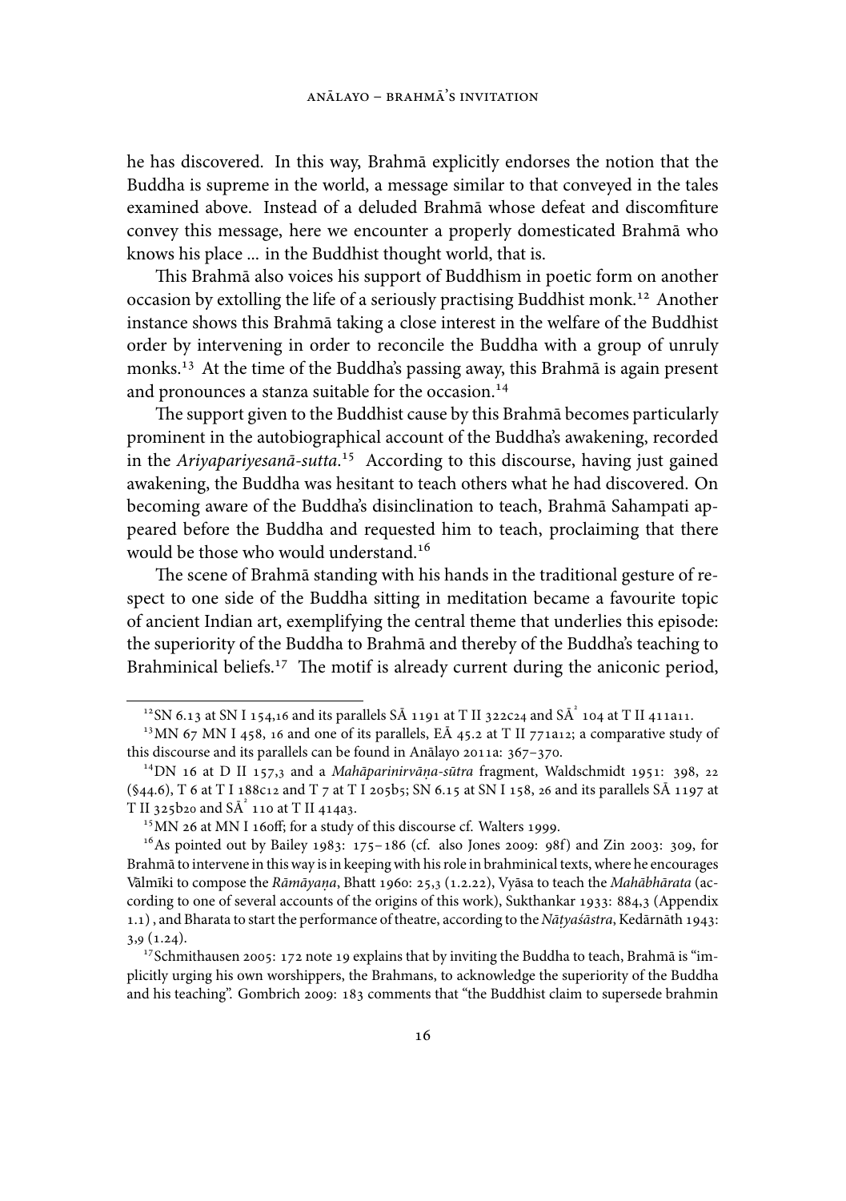he has discovered. In this way, Brahmā explicitly endorses the notion that the Buddha is supreme in the world, a message similar to that conveyed in the tales examined above. Instead of a deluded Brahmā whose defeat and discomfiture convey this message, here we encounter a properly domesticated Brahmā who knows his place ... in the Buddhist thought world, that is.

This Brahmā also voices his support of Buddhism in poetic form on another occasion by extolling the life of a seriously practising Buddhist monk.[12] Another instance shows this Brahmā taking a close interest in the welfare of the Buddhist order by intervening in order to reconcile the Buddha with a group of unruly monks.[13] At the time of the Buddha's passing away, this Brahmā is again present and pronounces a stanza suitable for the occasion.[14]

The support given to the Buddhist cause by this Brahmā becomes particularly prominent in the autobiographical account of the Buddha's awakening, recorded in the *Ariyapariyesanā-sutta*.[15] According to this discourse, having just gained awakening, the Buddha was hesitant to teach others what he had discovered. On becoming aware of the Buddha's disinclination to teach, Brahmā Sahampati appeared before the Buddha and requested him to teach, proclaiming that there would be those who would understand.[16]

The scene of Brahmā standing with his hands in the traditional gesture of respect to one side of the Buddha sitting in meditation became a favourite topic of ancient Indian art, exemplifying the central theme that underlies this episode: the superiority of the Buddha to Brahmā and thereby of the Buddha's teaching to Brahminical beliefs.[17] The motif is already current during the aniconic period,

---

[12] SN 6.13 at SN I 154,16 and its parallels SĀ 1191 at T II 322c24 and SĀ² 104 at T II 411a11.

[13] MN 67 MN I 458, 16 and one of its parallels, EĀ 45.2 at T II 771a12; a comparative study of this discourse and its parallels can be found in Anālayo 2011a: 367–370.

[14] DN 16 at D II 157,3 and a *Mahāparinirvāṇa-sūtra* fragment, Waldschmidt 1951: 398, 22 (§44.6), T 6 at T I 188c12 and T 7 at T I 205b5; SN 6.15 at SN I 158, 26 and its parallels SĀ 1197 at T II 325b20 and SĀ² 110 at T II 414a3.

[15] MN 26 at MN I 160ff; for a study of this discourse cf. Walters 1999.

[16] As pointed out by Bailey 1983: 175–186 (cf. also Jones 2009: 98f) and Zin 2003: 309, for Brahmā to intervene in this way is in keeping with his role in brahminical texts, where he encourages Vālmīki to compose the *Rāmāyaṇa*, Bhatt 1960: 25,3 (1.2.22), Vyāsa to teach the *Mahābhārata* (according to one of several accounts of the origins of this work), Sukthankar 1933: 884,3 (Appendix 1.1) , and Bharata to start the performance of theatre, according to the *Nāṭyaśāstra*, Kedārnāth 1943: 3,9 (1.24).

[17] Schmithausen 2005: 172 note 19 explains that by inviting the Buddha to teach, Brahmā is "implicitly urging his own worshippers, the Brahmans, to acknowledge the superiority of the Buddha and his teaching". Gombrich 2009: 183 comments that "the Buddhist claim to supersede brahmin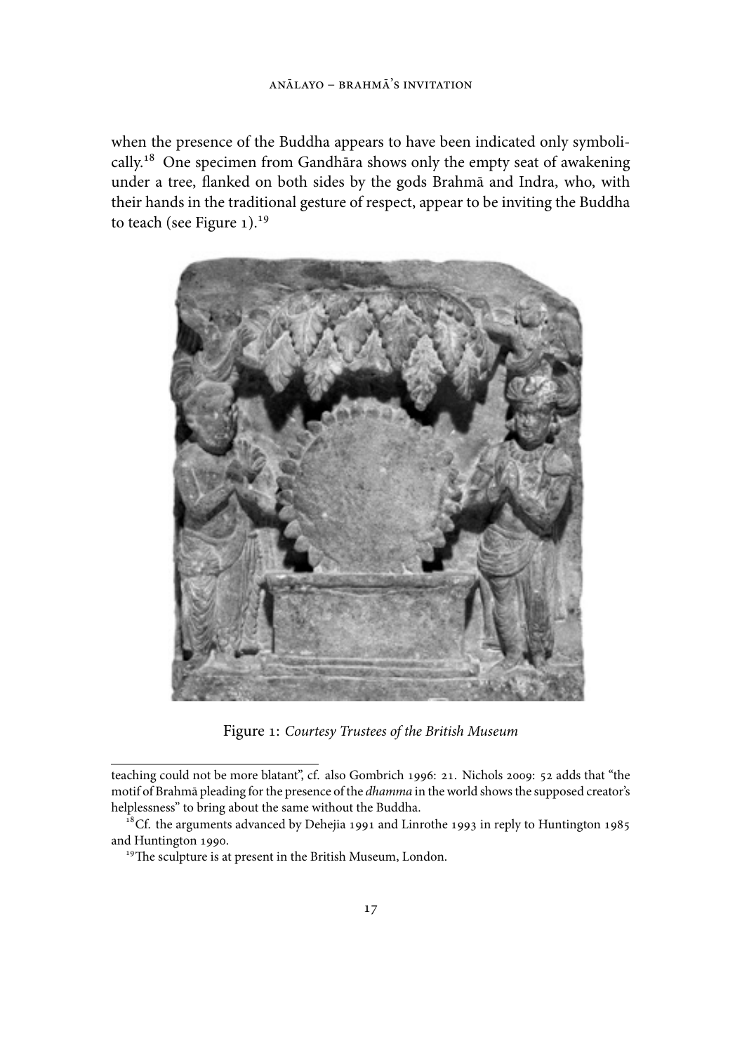when the presence of the Buddha appears to have been indicated only symbolically.[18] One specimen from Gandhāra shows only the empty seat of awakening under a tree, flanked on both sides by the gods Brahmā and Indra, who, with their hands in the traditional gesture of respect, appear to be inviting the Buddha to teach (see Figure 1).[19]

Figure 1: *Courtesy Trustees of the British Museum*

---

teaching could not be more blatant", cf. also Gombrich 1996: 21. Nichols 2009: 52 adds that "the motif of Brahmā pleading for the presence of the *dhamma* in the world shows the supposed creator's helplessness" to bring about the same without the Buddha.

[18] Cf. the arguments advanced by Dehejia 1991 and Linrothe 1993 in reply to Huntington 1985 and Huntington 1990.

[19] The sculpture is at present in the British Museum, London.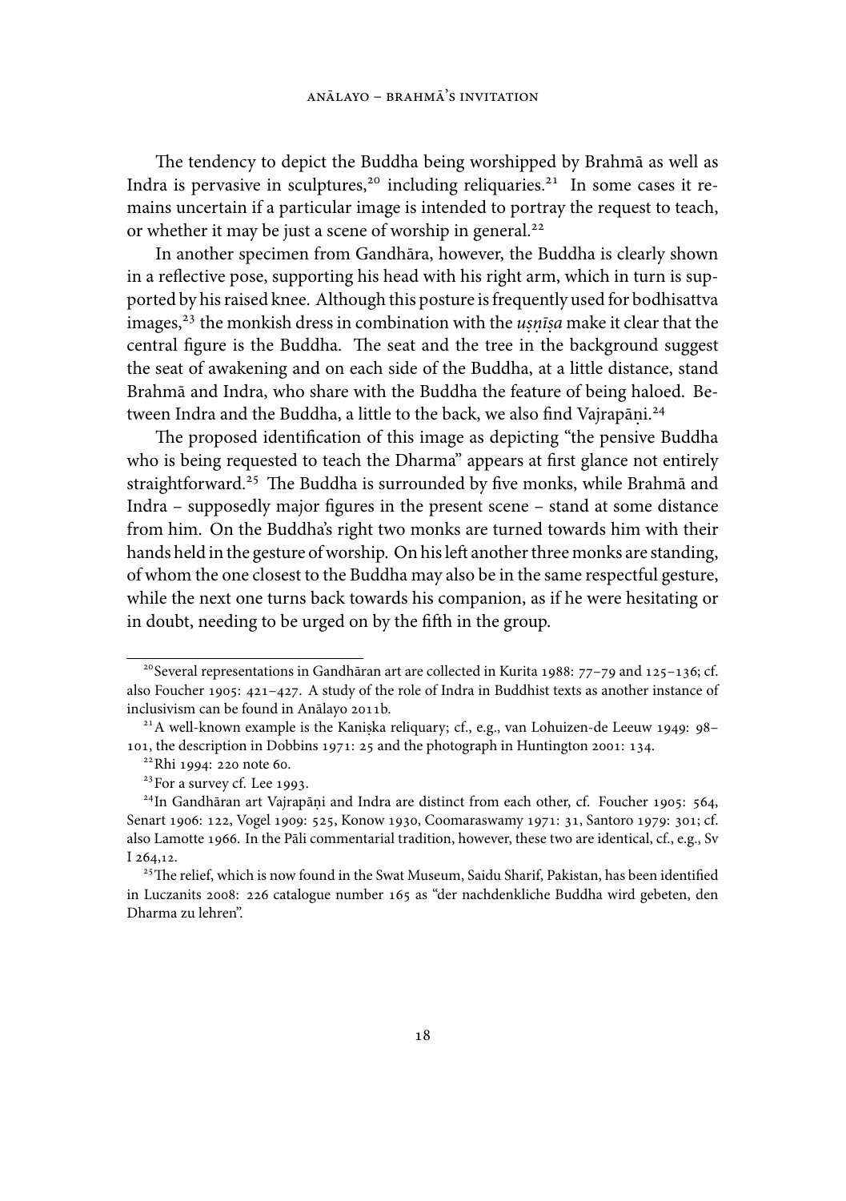The tendency to depict the Buddha being worshipped by Brahmā as well as Indra is pervasive in sculptures,[20] including reliquaries.[21] In some cases it remains uncertain if a particular image is intended to portray the request to teach, or whether it may be just a scene of worship in general.[22]

In another specimen from Gandhāra, however, the Buddha is clearly shown in a reflective pose, supporting his head with his right arm, which in turn is supported by his raised knee. Although this posture is frequently used for bodhisattva images,[23] the monkish dress in combination with the *uṣṇīṣa* make it clear that the central figure is the Buddha. The seat and the tree in the background suggest the seat of awakening and on each side of the Buddha, at a little distance, stand Brahmā and Indra, who share with the Buddha the feature of being haloed. Between Indra and the Buddha, a little to the back, we also find Vajrapāṇi.[24]

The proposed identification of this image as depicting "the pensive Buddha who is being requested to teach the Dharma" appears at first glance not entirely straightforward.[25] The Buddha is surrounded by five monks, while Brahmā and Indra – supposedly major figures in the present scene – stand at some distance from him. On the Buddha's right two monks are turned towards him with their hands held in the gesture of worship. On his left another three monks are standing, of whom the one closest to the Buddha may also be in the same respectful gesture, while the next one turns back towards his companion, as if he were hesitating or in doubt, needing to be urged on by the fifth in the group.

---

[20] Several representations in Gandhāran art are collected in Kurita 1988: 77–79 and 125–136; cf. also Foucher 1905: 421–427. A study of the role of Indra in Buddhist texts as another instance of inclusivism can be found in Anālayo 2011b.

[21] A well-known example is the Kaniṣka reliquary; cf., e.g., van Lohuizen-de Leeuw 1949: 98–101, the description in Dobbins 1971: 25 and the photograph in Huntington 2001: 134.

[22] Rhi 1994: 220 note 60.

[23] For a survey cf. Lee 1993.

[24] In Gandhāran art Vajrapāṇi and Indra are distinct from each other, cf. Foucher 1905: 564, Senart 1906: 122, Vogel 1909: 525, Konow 1930, Coomaraswamy 1971: 31, Santoro 1979: 301; cf. also Lamotte 1966. In the Pāli commentarial tradition, however, these two are identical, cf., e.g., Sv I 264,12.

[25] The relief, which is now found in the Swat Museum, Saidu Sharif, Pakistan, has been identified in Luczanits 2008: 226 catalogue number 165 as "der nachdenkliche Buddha wird gebeten, den Dharma zu lehren".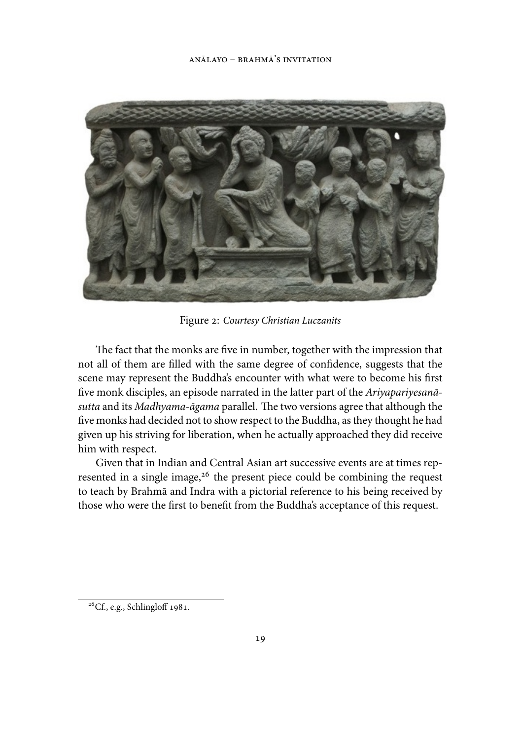Figure 2: *Courtesy Christian Luczanits*

The fact that the monks are five in number, together with the impression that not all of them are filled with the same degree of confidence, suggests that the scene may represent the Buddha's encounter with what were to become his first five monk disciples, an episode narrated in the latter part of the *Ariyapariyesanā-sutta* and its *Madhyama-āgama* parallel. The two versions agree that although the five monks had decided not to show respect to the Buddha, as they thought he had given up his striving for liberation, when he actually approached they did receive him with respect.

Given that in Indian and Central Asian art successive events are at times represented in a single image,[26] the present piece could be combining the request to teach by Brahmā and Indra with a pictorial reference to his being received by those who were the first to benefit from the Buddha's acceptance of this request.

[26] Cf., e.g., Schlingloff 1981.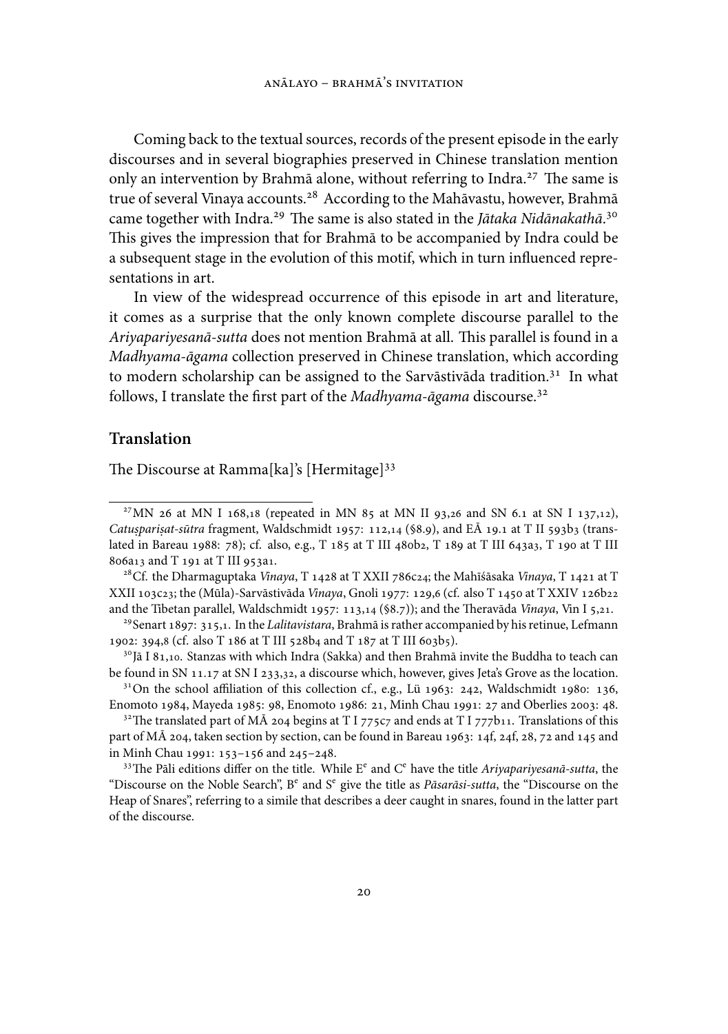Coming back to the textual sources, records of the present episode in the early discourses and in several biographies preserved in Chinese translation mention only an intervention by Brahmā alone, without referring to Indra.[27] The same is true of several Vinaya accounts.[28] According to the Mahāvastu, however, Brahmā came together with Indra.[29] The same is also stated in the *Jātaka Nidānakathā*.[30] This gives the impression that for Brahmā to be accompanied by Indra could be a subsequent stage in the evolution of this motif, which in turn influenced representations in art.

In view of the widespread occurrence of this episode in art and literature, it comes as a surprise that the only known complete discourse parallel to the *Ariyapariyesanā-sutta* does not mention Brahmā at all. This parallel is found in a *Madhyama-āgama* collection preserved in Chinese translation, which according to modern scholarship can be assigned to the Sarvāstivāda tradition.[31] In what follows, I translate the first part of the *Madhyama-āgama* discourse.[32]

## Translation

The Discourse at Ramma[ka]'s [Hermitage][33]

---

[27] MN 26 at MN I 168,18 (repeated in MN 85 at MN II 93,26 and SN 6.1 at SN I 137,12), *Catuṣpariṣat-sūtra* fragment, Waldschmidt 1957: 112,14 (§8.9), and EĀ 19.1 at T II 593b3 (translated in Bareau 1988: 78); cf. also, e.g., T 185 at T III 480b2, T 189 at T III 643a3, T 190 at T III 806a13 and T 191 at T III 953a1.

[28] Cf. the Dharmaguptaka *Vinaya*, T 1428 at T XXII 786c24; the Mahīśāsaka *Vinaya*, T 1421 at T XXII 103c23; the (Mūla)-Sarvāstivāda *Vinaya*, Gnoli 1977: 129,6 (cf. also T 1450 at T XXIV 126b22 and the Tibetan parallel, Waldschmidt 1957: 113,14 (§8.7)); and the Theravāda *Vinaya*, Vin I 5,21.

[29] Senart 1897: 315,1. In the *Lalitavistara*, Brahmā is rather accompanied by his retinue, Lefmann 1902: 394,8 (cf. also T 186 at T III 528b4 and T 187 at T III 603b5).

[30] Jā I 81,10. Stanzas with which Indra (Sakka) and then Brahmā invite the Buddha to teach can be found in SN 11.17 at SN I 233,32, a discourse which, however, gives Jeta's Grove as the location.

[31] On the school affiliation of this collection cf., e.g., Lü 1963: 242, Waldschmidt 1980: 136, Enomoto 1984, Mayeda 1985: 98, Enomoto 1986: 21, Minh Chau 1991: 27 and Oberlies 2003: 48.

[32] The translated part of MĀ 204 begins at T I 775c7 and ends at T I 777b11. Translations of this part of MĀ 204, taken section by section, can be found in Bareau 1963: 14f, 24f, 28, 72 and 145 and in Minh Chau 1991: 153–156 and 245–248.

[33] The Pāli editions differ on the title. While E[e] and C[e] have the title *Ariyapariyesanā-sutta*, the "Discourse on the Noble Search", B[e] and S[e] give the title as *Pāsarāsi-sutta*, the "Discourse on the Heap of Snares", referring to a simile that describes a deer caught in snares, found in the latter part of the discourse.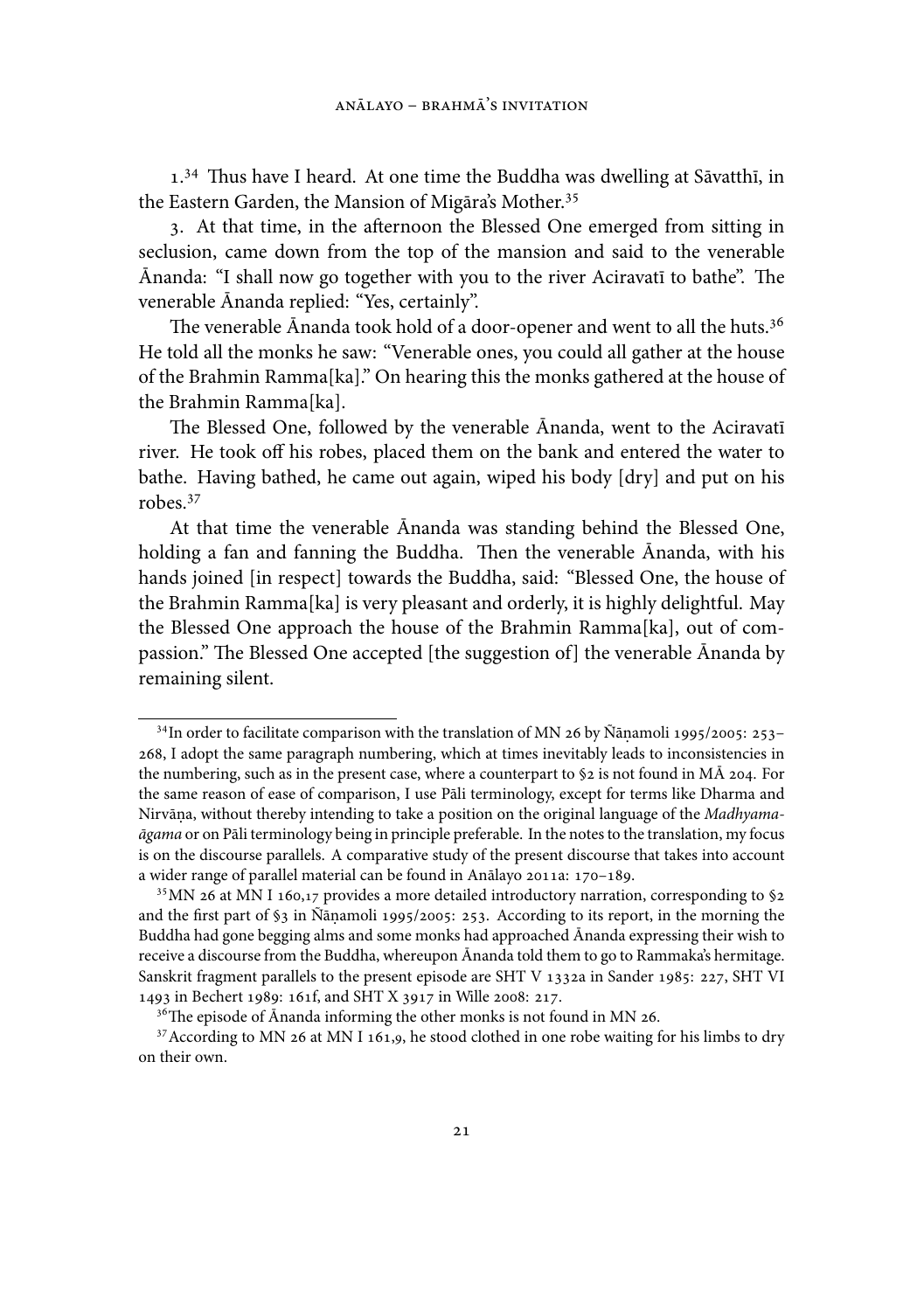1.[34] Thus have I heard. At one time the Buddha was dwelling at Sāvatthī, in the Eastern Garden, the Mansion of Migāra's Mother.[35]

3. At that time, in the afternoon the Blessed One emerged from sitting in seclusion, came down from the top of the mansion and said to the venerable Ānanda: "I shall now go together with you to the river Aciravatī to bathe". The venerable Ānanda replied: "Yes, certainly".

The venerable Ānanda took hold of a door-opener and went to all the huts.[36] He told all the monks he saw: "Venerable ones, you could all gather at the house of the Brahmin Ramma[ka]." On hearing this the monks gathered at the house of the Brahmin Ramma[ka].

The Blessed One, followed by the venerable Ānanda, went to the Aciravatī river. He took off his robes, placed them on the bank and entered the water to bathe. Having bathed, he came out again, wiped his body [dry] and put on his robes.[37]

At that time the venerable Ānanda was standing behind the Blessed One, holding a fan and fanning the Buddha. Then the venerable Ānanda, with his hands joined [in respect] towards the Buddha, said: "Blessed One, the house of the Brahmin Ramma[ka] is very pleasant and orderly, it is highly delightful. May the Blessed One approach the house of the Brahmin Ramma[ka], out of compassion." The Blessed One accepted [the suggestion of] the venerable Ānanda by remaining silent.

---

[34] In order to facilitate comparison with the translation of MN 26 by Ñāṇamoli 1995/2005: 253–268, I adopt the same paragraph numbering, which at times inevitably leads to inconsistencies in the numbering, such as in the present case, where a counterpart to §2 is not found in MĀ 204. For the same reason of ease of comparison, I use Pāli terminology, except for terms like Dharma and Nirvāṇa, without thereby intending to take a position on the original language of the *Madhyama-āgama* or on Pāli terminology being in principle preferable. In the notes to the translation, my focus is on the discourse parallels. A comparative study of the present discourse that takes into account a wider range of parallel material can be found in Anālayo 2011a: 170–189.

[35] MN 26 at MN I 160,17 provides a more detailed introductory narration, corresponding to §2 and the first part of §3 in Ñāṇamoli 1995/2005: 253. According to its report, in the morning the Buddha had gone begging alms and some monks had approached Ānanda expressing their wish to receive a discourse from the Buddha, whereupon Ānanda told them to go to Rammaka's hermitage. Sanskrit fragment parallels to the present episode are SHT V 1332a in Sander 1985: 227, SHT VI 1493 in Bechert 1989: 161f, and SHT X 3917 in Wille 2008: 217.

[36] The episode of Ānanda informing the other monks is not found in MN 26.

[37] According to MN 26 at MN I 161,9, he stood clothed in one robe waiting for his limbs to dry on their own.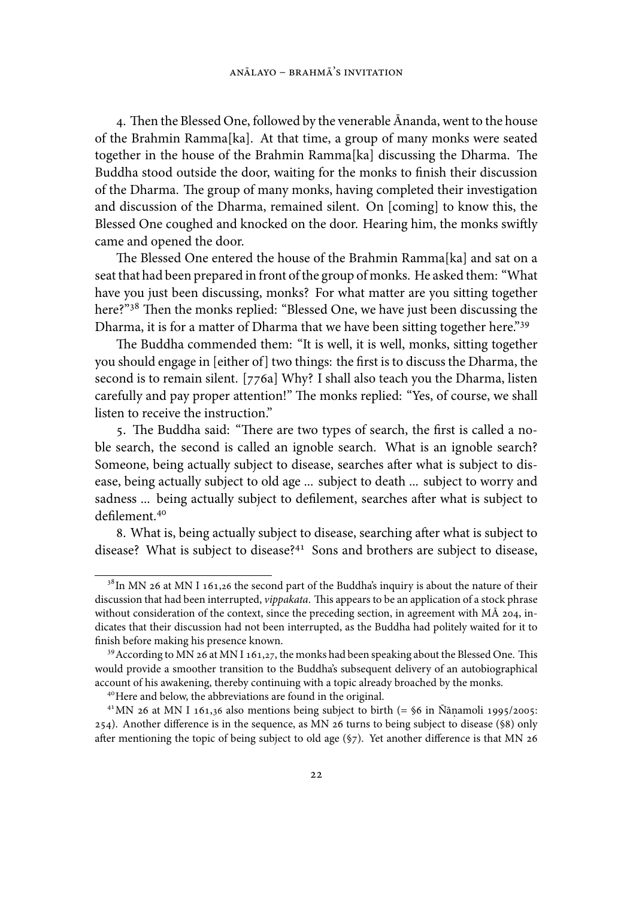4. Then the Blessed One, followed by the venerable Ānanda, went to the house of the Brahmin Ramma[ka]. At that time, a group of many monks were seated together in the house of the Brahmin Ramma[ka] discussing the Dharma. The Buddha stood outside the door, waiting for the monks to finish their discussion of the Dharma. The group of many monks, having completed their investigation and discussion of the Dharma, remained silent. On [coming] to know this, the Blessed One coughed and knocked on the door. Hearing him, the monks swiftly came and opened the door.

The Blessed One entered the house of the Brahmin Ramma[ka] and sat on a seat that had been prepared in front of the group of monks. He asked them: "What have you just been discussing, monks? For what matter are you sitting together here?"[38] Then the monks replied: "Blessed One, we have just been discussing the Dharma, it is for a matter of Dharma that we have been sitting together here."[39]

The Buddha commended them: "It is well, it is well, monks, sitting together you should engage in [either of] two things: the first is to discuss the Dharma, the second is to remain silent. [776a] Why? I shall also teach you the Dharma, listen carefully and pay proper attention!" The monks replied: "Yes, of course, we shall listen to receive the instruction."

5. The Buddha said: "There are two types of search, the first is called a noble search, the second is called an ignoble search. What is an ignoble search? Someone, being actually subject to disease, searches after what is subject to disease, being actually subject to old age ... subject to death ... subject to worry and sadness ... being actually subject to defilement, searches after what is subject to defilement.[40]

8. What is, being actually subject to disease, searching after what is subject to disease? What is subject to disease?[41] Sons and brothers are subject to disease,

---

[38] In MN 26 at MN I 161,26 the second part of the Buddha's inquiry is about the nature of their discussion that had been interrupted, *vippakata*. This appears to be an application of a stock phrase without consideration of the context, since the preceding section, in agreement with MĀ 204, indicates that their discussion had not been interrupted, as the Buddha had politely waited for it to finish before making his presence known.

[39] According to MN 26 at MN I 161,27, the monks had been speaking about the Blessed One. This would provide a smoother transition to the Buddha's subsequent delivery of an autobiographical account of his awakening, thereby continuing with a topic already broached by the monks.

[40] Here and below, the abbreviations are found in the original.

[41] MN 26 at MN I 161,36 also mentions being subject to birth (= §6 in Ñāṇamoli 1995/2005: 254). Another difference is in the sequence, as MN 26 turns to being subject to disease (§8) only after mentioning the topic of being subject to old age (§7). Yet another difference is that MN 26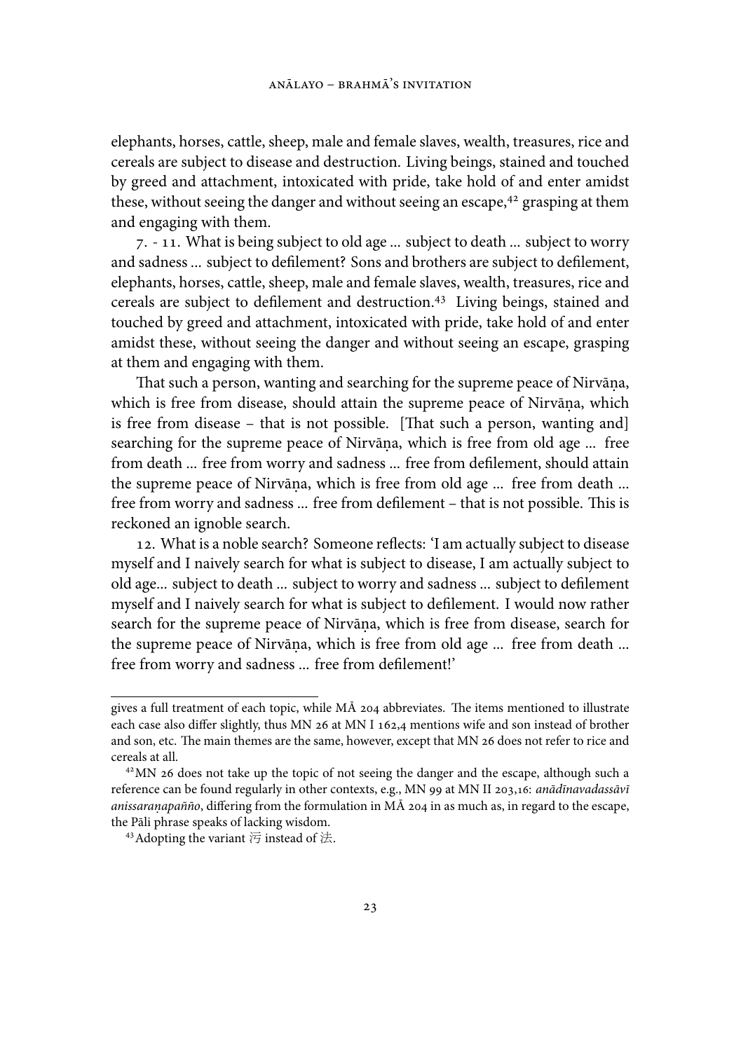elephants, horses, cattle, sheep, male and female slaves, wealth, treasures, rice and cereals are subject to disease and destruction. Living beings, stained and touched by greed and attachment, intoxicated with pride, take hold of and enter amidst these, without seeing the danger and without seeing an escape,[42] grasping at them and engaging with them.

7. - 11. What is being subject to old age ... subject to death ... subject to worry and sadness ... subject to defilement? Sons and brothers are subject to defilement, elephants, horses, cattle, sheep, male and female slaves, wealth, treasures, rice and cereals are subject to defilement and destruction.[43] Living beings, stained and touched by greed and attachment, intoxicated with pride, take hold of and enter amidst these, without seeing the danger and without seeing an escape, grasping at them and engaging with them.

That such a person, wanting and searching for the supreme peace of Nirvāṇa, which is free from disease, should attain the supreme peace of Nirvāṇa, which is free from disease – that is not possible. [That such a person, wanting and] searching for the supreme peace of Nirvāṇa, which is free from old age ... free from death ... free from worry and sadness ... free from defilement, should attain the supreme peace of Nirvāṇa, which is free from old age ... free from death ... free from worry and sadness ... free from defilement – that is not possible. This is reckoned an ignoble search.

12. What is a noble search? Someone reflects: 'I am actually subject to disease myself and I naively search for what is subject to disease, I am actually subject to old age... subject to death ... subject to worry and sadness ... subject to defilement myself and I naively search for what is subject to defilement. I would now rather search for the supreme peace of Nirvāṇa, which is free from disease, search for the supreme peace of Nirvāṇa, which is free from old age ... free from death ... free from worry and sadness ... free from defilement!'

---

gives a full treatment of each topic, while MĀ 204 abbreviates. The items mentioned to illustrate each case also differ slightly, thus MN 26 at MN I 162,4 mentions wife and son instead of brother and son, etc. The main themes are the same, however, except that MN 26 does not refer to rice and cereals at all.

[42] MN 26 does not take up the topic of not seeing the danger and the escape, although such a reference can be found regularly in other contexts, e.g., MN 99 at MN II 203,16: *anādīnavadassāvī anissaraṇapañño*, differing from the formulation in MĀ 204 in as much as, in regard to the escape, the Pāli phrase speaks of lacking wisdom.

[43] Adopting the variant 污 instead of 法.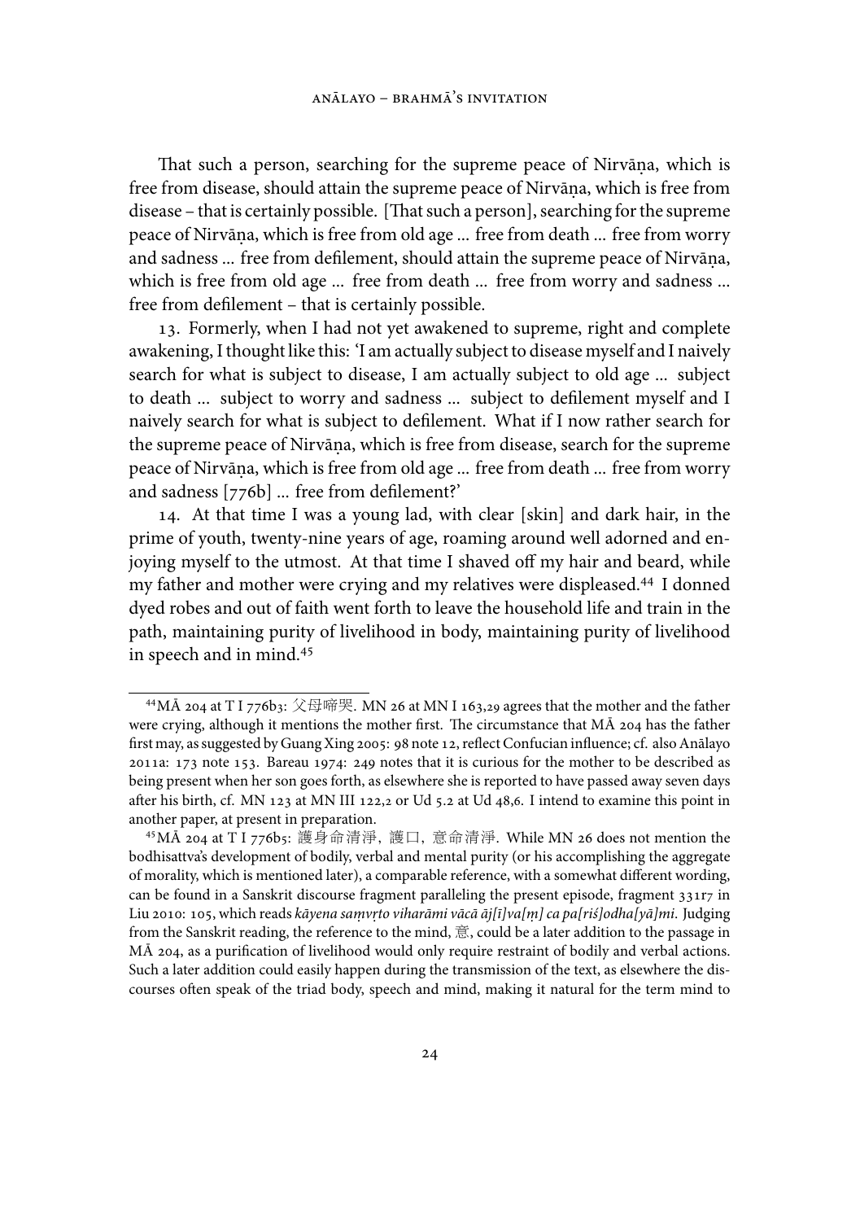That such a person, searching for the supreme peace of Nirvāṇa, which is free from disease, should attain the supreme peace of Nirvāṇa, which is free from disease – that is certainly possible. [That such a person], searching for the supreme peace of Nirvāṇa, which is free from old age ... free from death ... free from worry and sadness ... free from defilement, should attain the supreme peace of Nirvāṇa, which is free from old age ... free from death ... free from worry and sadness ... free from defilement – that is certainly possible.

13. Formerly, when I had not yet awakened to supreme, right and complete awakening, I thought like this: 'I am actually subject to disease myself and I naively search for what is subject to disease, I am actually subject to old age ... subject to death ... subject to worry and sadness ... subject to defilement myself and I naively search for what is subject to defilement. What if I now rather search for the supreme peace of Nirvāṇa, which is free from disease, search for the supreme peace of Nirvāṇa, which is free from old age ... free from death ... free from worry and sadness [776b] ... free from defilement?'

14. At that time I was a young lad, with clear [skin] and dark hair, in the prime of youth, twenty-nine years of age, roaming around well adorned and enjoying myself to the utmost. At that time I shaved off my hair and beard, while my father and mother were crying and my relatives were displeased.[44] I donned dyed robes and out of faith went forth to leave the household life and train in the path, maintaining purity of livelihood in body, maintaining purity of livelihood in speech and in mind.[45]

---

[44] MĀ 204 at T I 776b3: 父母啼哭. MN 26 at MN I 163,29 agrees that the mother and the father were crying, although it mentions the mother first. The circumstance that MĀ 204 has the father first may, as suggested by Guang Xing 2005: 98 note 12, reflect Confucian influence; cf. also Anālayo 2011a: 173 note 153. Bareau 1974: 249 notes that it is curious for the mother to be described as being present when her son goes forth, as elsewhere she is reported to have passed away seven days after his birth, cf. MN 123 at MN III 122,2 or Ud 5.2 at Ud 48,6. I intend to examine this point in another paper, at present in preparation.

[45] MĀ 204 at T I 776b5: 護身命清淨, 護口, 意命清淨. While MN 26 does not mention the bodhisattva's development of bodily, verbal and mental purity (or his accomplishing the aggregate of morality, which is mentioned later), a comparable reference, with a somewhat different wording, can be found in a Sanskrit discourse fragment paralleling the present episode, fragment 331r7 in Liu 2010: 105, which reads *kāyena saṃvṛto viharāmi vācā āj[ī]va[ṃ] ca pa[riś]odha[yā]mi*. Judging from the Sanskrit reading, the reference to the mind, 意, could be a later addition to the passage in MĀ 204, as a purification of livelihood would only require restraint of bodily and verbal actions. Such a later addition could easily happen during the transmission of the text, as elsewhere the discourses often speak of the triad body, speech and mind, making it natural for the term mind to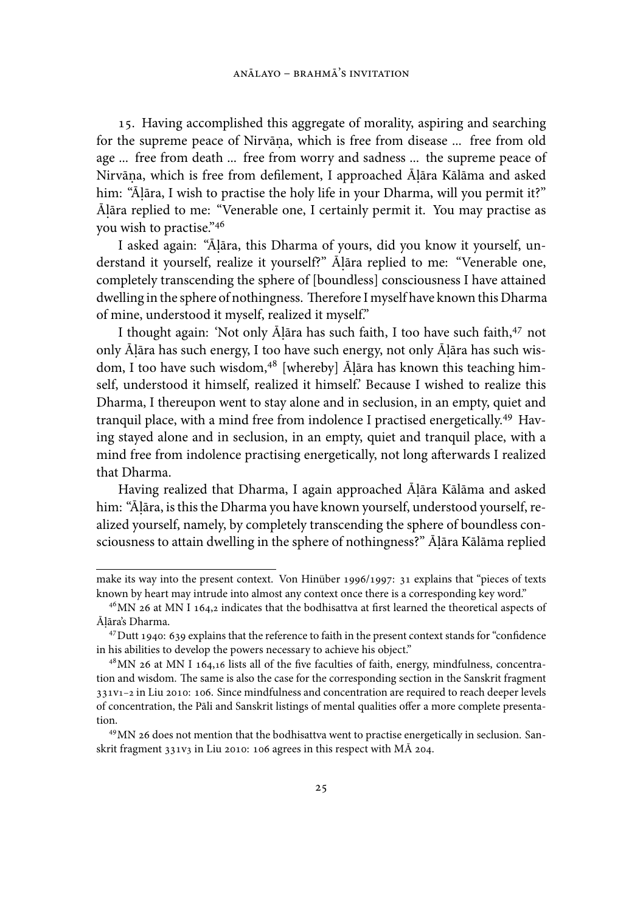15. Having accomplished this aggregate of morality, aspiring and searching for the supreme peace of Nirvāṇa, which is free from disease ... free from old age ... free from death ... free from worry and sadness ... the supreme peace of Nirvāṇa, which is free from defilement, I approached Āḷāra Kālāma and asked him: "Āḷāra, I wish to practise the holy life in your Dharma, will you permit it?" Āḷāra replied to me: "Venerable one, I certainly permit it. You may practise as you wish to practise."[46]

I asked again: "Āḷāra, this Dharma of yours, did you know it yourself, understand it yourself, realize it yourself?" Āḷāra replied to me: "Venerable one, completely transcending the sphere of [boundless] consciousness I have attained dwelling in the sphere of nothingness. Therefore I myself have known this Dharma of mine, understood it myself, realized it myself."

I thought again: 'Not only Āḷāra has such faith, I too have such faith,[47] not only Āḷāra has such energy, I too have such energy, not only Āḷāra has such wisdom, I too have such wisdom,[48] [whereby] Āḷāra has known this teaching himself, understood it himself, realized it himself.' Because I wished to realize this Dharma, I thereupon went to stay alone and in seclusion, in an empty, quiet and tranquil place, with a mind free from indolence I practised energetically.[49] Having stayed alone and in seclusion, in an empty, quiet and tranquil place, with a mind free from indolence practising energetically, not long afterwards I realized that Dharma.

Having realized that Dharma, I again approached Āḷāra Kālāma and asked him: "Āḷāra, is this the Dharma you have known yourself, understood yourself, realized yourself, namely, by completely transcending the sphere of boundless consciousness to attain dwelling in the sphere of nothingness?" Āḷāra Kālāma replied

---

make its way into the present context. Von Hinüber 1996/1997: 31 explains that "pieces of texts known by heart may intrude into almost any context once there is a corresponding key word."

[46] MN 26 at MN I 164,2 indicates that the bodhisattva at first learned the theoretical aspects of Āḷāra's Dharma.

[47] Dutt 1940: 639 explains that the reference to faith in the present context stands for "confidence in his abilities to develop the powers necessary to achieve his object."

[48] MN 26 at MN I 164,16 lists all of the five faculties of faith, energy, mindfulness, concentration and wisdom. The same is also the case for the corresponding section in the Sanskrit fragment 331v1–2 in Liu 2010: 106. Since mindfulness and concentration are required to reach deeper levels of concentration, the Pāli and Sanskrit listings of mental qualities offer a more complete presentation.

[49] MN 26 does not mention that the bodhisattva went to practise energetically in seclusion. Sanskrit fragment 331v3 in Liu 2010: 106 agrees in this respect with MĀ 204.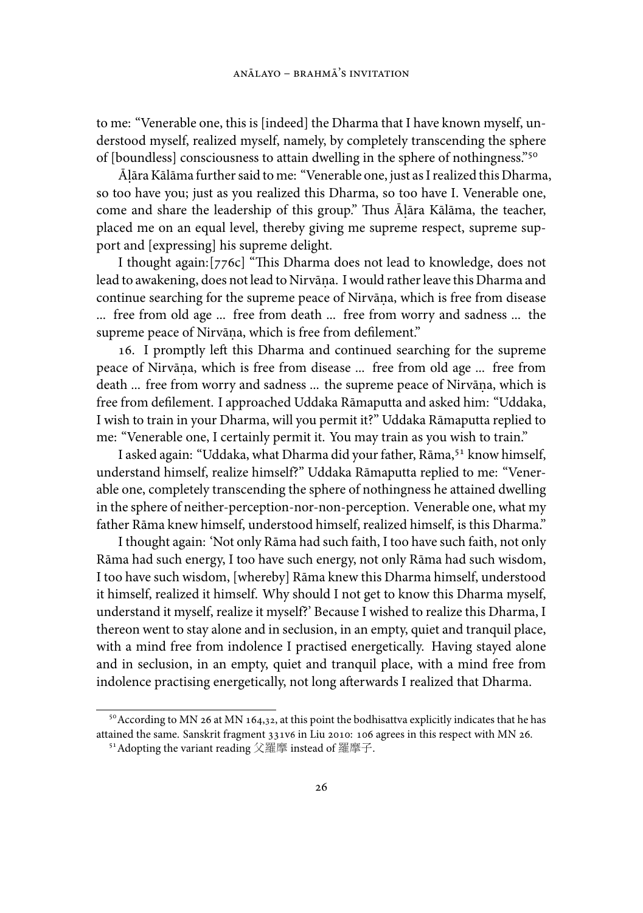to me: "Venerable one, this is [indeed] the Dharma that I have known myself, understood myself, realized myself, namely, by completely transcending the sphere of [boundless] consciousness to attain dwelling in the sphere of nothingness."[50]

Āḷāra Kālāma further said to me: "Venerable one, just as I realized this Dharma, so too have you; just as you realized this Dharma, so too have I. Venerable one, come and share the leadership of this group." Thus Āḷāra Kālāma, the teacher, placed me on an equal level, thereby giving me supreme respect, supreme support and [expressing] his supreme delight.

I thought again: [776c] "This Dharma does not lead to knowledge, does not lead to awakening, does not lead to Nirvāṇa. I would rather leave this Dharma and continue searching for the supreme peace of Nirvāṇa, which is free from disease ... free from old age ... free from death ... free from worry and sadness ... the supreme peace of Nirvāṇa, which is free from defilement."

16. I promptly left this Dharma and continued searching for the supreme peace of Nirvāṇa, which is free from disease ... free from old age ... free from death ... free from worry and sadness ... the supreme peace of Nirvāṇa, which is free from defilement. I approached Uddaka Rāmaputta and asked him: "Uddaka, I wish to train in your Dharma, will you permit it?" Uddaka Rāmaputta replied to me: "Venerable one, I certainly permit it. You may train as you wish to train."

I asked again: "Uddaka, what Dharma did your father, Rāma,[51] know himself, understand himself, realize himself?" Uddaka Rāmaputta replied to me: "Venerable one, completely transcending the sphere of nothingness he attained dwelling in the sphere of neither-perception-nor-non-perception. Venerable one, what my father Rāma knew himself, understood himself, realized himself, is this Dharma."

I thought again: 'Not only Rāma had such faith, I too have such faith, not only Rāma had such energy, I too have such energy, not only Rāma had such wisdom, I too have such wisdom, [whereby] Rāma knew this Dharma himself, understood it himself, realized it himself. Why should I not get to know this Dharma myself, understand it myself, realize it myself?' Because I wished to realize this Dharma, I thereon went to stay alone and in seclusion, in an empty, quiet and tranquil place, with a mind free from indolence I practised energetically. Having stayed alone and in seclusion, in an empty, quiet and tranquil place, with a mind free from indolence practising energetically, not long afterwards I realized that Dharma.

---

[50] According to MN 26 at MN 164,32, at this point the bodhisattva explicitly indicates that he has attained the same. Sanskrit fragment 331v6 in Liu 2010: 106 agrees in this respect with MN 26.

[51] Adopting the variant reading 父羅摩 instead of 羅摩子.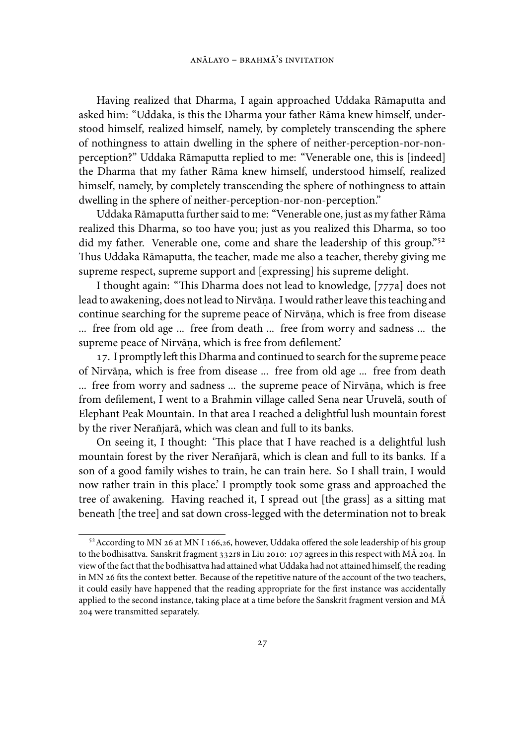Having realized that Dharma, I again approached Uddaka Rāmaputta and asked him: "Uddaka, is this the Dharma your father Rāma knew himself, understood himself, realized himself, namely, by completely transcending the sphere of nothingness to attain dwelling in the sphere of neither-perception-nor-non-perception?" Uddaka Rāmaputta replied to me: "Venerable one, this is [indeed] the Dharma that my father Rāma knew himself, understood himself, realized himself, namely, by completely transcending the sphere of nothingness to attain dwelling in the sphere of neither-perception-nor-non-perception."

Uddaka Rāmaputta further said to me: "Venerable one, just as my father Rāma realized this Dharma, so too have you; just as you realized this Dharma, so too did my father. Venerable one, come and share the leadership of this group."[52] Thus Uddaka Rāmaputta, the teacher, made me also a teacher, thereby giving me supreme respect, supreme support and [expressing] his supreme delight.

I thought again: "This Dharma does not lead to knowledge, [777a] does not lead to awakening, does not lead to Nirvāṇa. I would rather leave this teaching and continue searching for the supreme peace of Nirvāṇa, which is free from disease ... free from old age ... free from death ... free from worry and sadness ... the supreme peace of Nirvāṇa, which is free from defilement.'

17. I promptly left this Dharma and continued to search for the supreme peace of Nirvāṇa, which is free from disease ... free from old age ... free from death ... free from worry and sadness ... the supreme peace of Nirvāṇa, which is free from defilement, I went to a Brahmin village called Sena near Uruvelā, south of Elephant Peak Mountain. In that area I reached a delightful lush mountain forest by the river Nerañjarā, which was clean and full to its banks.

On seeing it, I thought: 'This place that I have reached is a delightful lush mountain forest by the river Nerañjarā, which is clean and full to its banks. If a son of a good family wishes to train, he can train here. So I shall train, I would now rather train in this place.' I promptly took some grass and approached the tree of awakening. Having reached it, I spread out [the grass] as a sitting mat beneath [the tree] and sat down cross-legged with the determination not to break

---

[52] According to MN 26 at MN I 166,26, however, Uddaka offered the sole leadership of his group to the bodhisattva. Sanskrit fragment 332r8 in Liu 2010: 107 agrees in this respect with MĀ 204. In view of the fact that the bodhisattva had attained what Uddaka had not attained himself, the reading in MN 26 fits the context better. Because of the repetitive nature of the account of the two teachers, it could easily have happened that the reading appropriate for the first instance was accidentally applied to the second instance, taking place at a time before the Sanskrit fragment version and MĀ 204 were transmitted separately.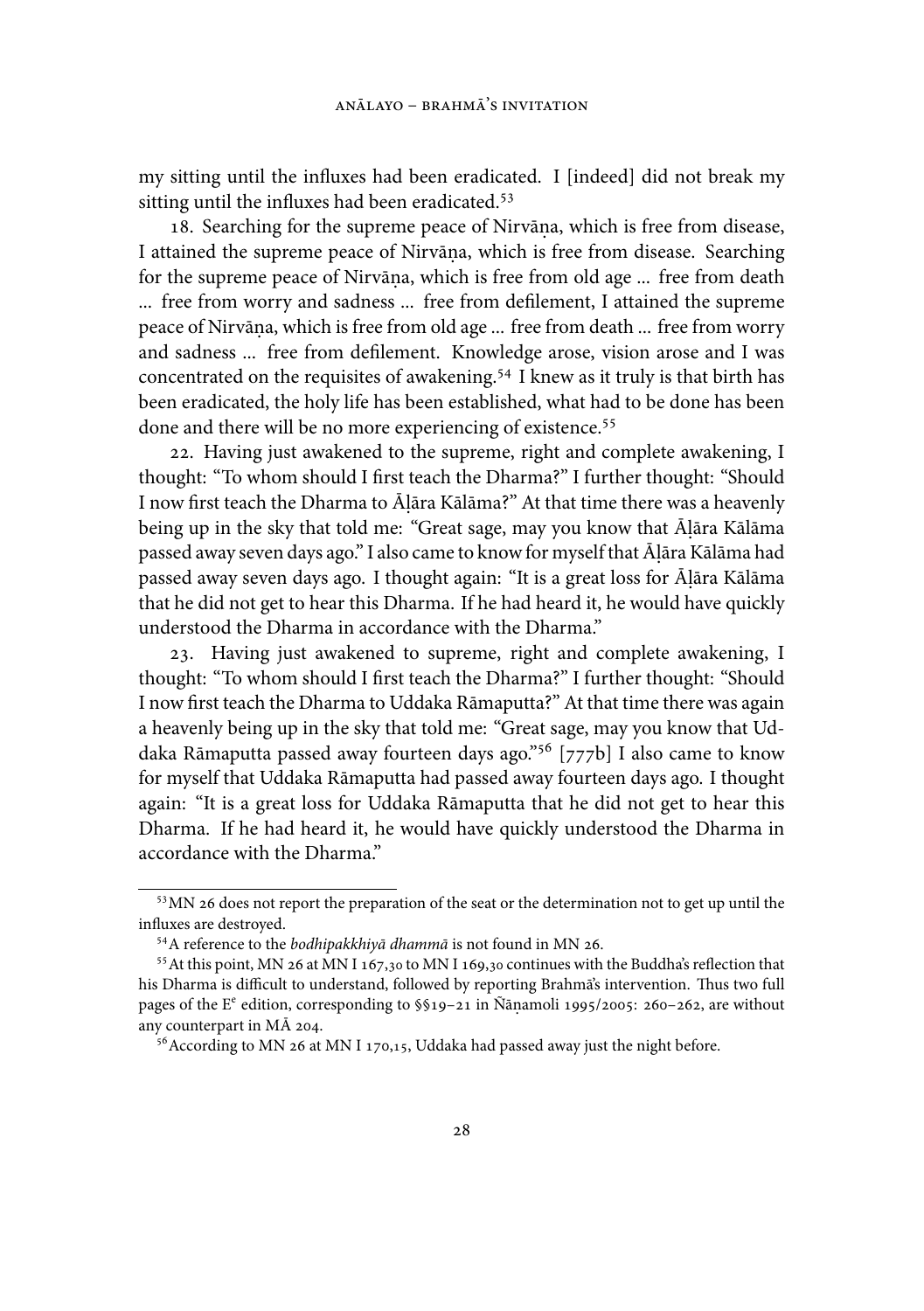my sitting until the influxes had been eradicated. I [indeed] did not break my sitting until the influxes had been eradicated.[53]

18. Searching for the supreme peace of Nirvāṇa, which is free from disease, I attained the supreme peace of Nirvāṇa, which is free from disease. Searching for the supreme peace of Nirvāṇa, which is free from old age … free from death … free from worry and sadness … free from defilement, I attained the supreme peace of Nirvāṇa, which is free from old age … free from death … free from worry and sadness … free from defilement. Knowledge arose, vision arose and I was concentrated on the requisites of awakening.[54] I knew as it truly is that birth has been eradicated, the holy life has been established, what had to be done has been done and there will be no more experiencing of existence.[55]

22. Having just awakened to the supreme, right and complete awakening, I thought: "To whom should I first teach the Dharma?" I further thought: "Should I now first teach the Dharma to Āḷāra Kālāma?" At that time there was a heavenly being up in the sky that told me: "Great sage, may you know that Āḷāra Kālāma passed away seven days ago." I also came to know for myself that Āḷāra Kālāma had passed away seven days ago. I thought again: "It is a great loss for Āḷāra Kālāma that he did not get to hear this Dharma. If he had heard it, he would have quickly understood the Dharma in accordance with the Dharma."

23. Having just awakened to supreme, right and complete awakening, I thought: "To whom should I first teach the Dharma?" I further thought: "Should I now first teach the Dharma to Uddaka Rāmaputta?" At that time there was again a heavenly being up in the sky that told me: "Great sage, may you know that Uddaka Rāmaputta passed away fourteen days ago."[56] [777b] I also came to know for myself that Uddaka Rāmaputta had passed away fourteen days ago. I thought again: "It is a great loss for Uddaka Rāmaputta that he did not get to hear this Dharma. If he had heard it, he would have quickly understood the Dharma in accordance with the Dharma."

---

[53] MN 26 does not report the preparation of the seat or the determination not to get up until the influxes are destroyed.

[54] A reference to the *bodhipakkhiyā dhammā* is not found in MN 26.

[55] At this point, MN 26 at MN I 167,30 to MN I 169,30 continues with the Buddha's reflection that his Dharma is difficult to understand, followed by reporting Brahmā's intervention. Thus two full pages of the E[e] edition, corresponding to §§19–21 in Ñāṇamoli 1995/2005: 260–262, are without any counterpart in MĀ 204.

[56] According to MN 26 at MN I 170,15, Uddaka had passed away just the night before.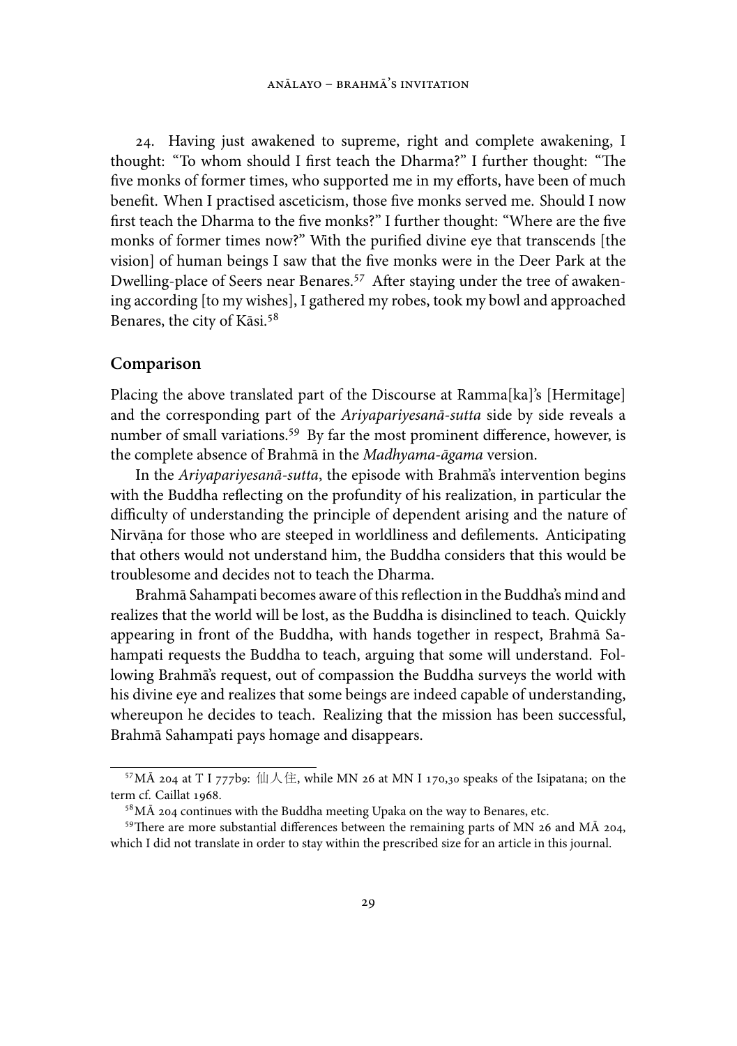24. Having just awakened to supreme, right and complete awakening, I thought: "To whom should I first teach the Dharma?" I further thought: "The five monks of former times, who supported me in my efforts, have been of much benefit. When I practised asceticism, those five monks served me. Should I now first teach the Dharma to the five monks?" I further thought: "Where are the five monks of former times now?" With the purified divine eye that transcends [the vision] of human beings I saw that the five monks were in the Deer Park at the Dwelling-place of Seers near Benares.[57] After staying under the tree of awakening according [to my wishes], I gathered my robes, took my bowl and approached Benares, the city of Kāsi.[58]

## Comparison

Placing the above translated part of the Discourse at Ramma[ka]'s [Hermitage] and the corresponding part of the *Ariyapariyesanā-sutta* side by side reveals a number of small variations.[59] By far the most prominent difference, however, is the complete absence of Brahmā in the *Madhyama-āgama* version.

In the *Ariyapariyesanā-sutta*, the episode with Brahmā's intervention begins with the Buddha reflecting on the profundity of his realization, in particular the difficulty of understanding the principle of dependent arising and the nature of Nirvāṇa for those who are steeped in worldliness and defilements. Anticipating that others would not understand him, the Buddha considers that this would be troublesome and decides not to teach the Dharma.

Brahmā Sahampati becomes aware of this reflection in the Buddha's mind and realizes that the world will be lost, as the Buddha is disinclined to teach. Quickly appearing in front of the Buddha, with hands together in respect, Brahmā Sahampati requests the Buddha to teach, arguing that some will understand. Following Brahmā's request, out of compassion the Buddha surveys the world with his divine eye and realizes that some beings are indeed capable of understanding, whereupon he decides to teach. Realizing that the mission has been successful, Brahmā Sahampati pays homage and disappears.

---

[57] MĀ 204 at T I 777b9: 仙人住, while MN 26 at MN I 170,30 speaks of the Isipatana; on the term cf. Caillat 1968.

[58] MĀ 204 continues with the Buddha meeting Upaka on the way to Benares, etc.

[59] There are more substantial differences between the remaining parts of MN 26 and MĀ 204, which I did not translate in order to stay within the prescribed size for an article in this journal.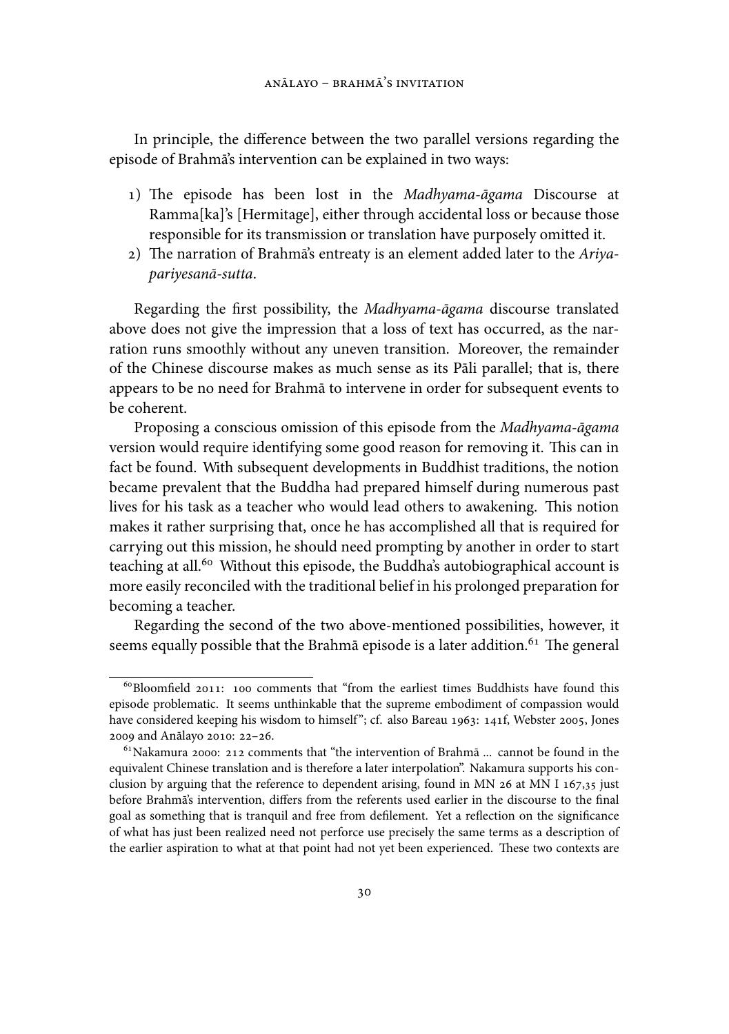In principle, the difference between the two parallel versions regarding the episode of Brahmā's intervention can be explained in two ways:

1) The episode has been lost in the *Madhyama-āgama* Discourse at Ramma[ka]'s [Hermitage], either through accidental loss or because those responsible for its transmission or translation have purposely omitted it.
2) The narration of Brahmā's entreaty is an element added later to the *Ariya-pariyesanā-sutta*.

Regarding the first possibility, the *Madhyama-āgama* discourse translated above does not give the impression that a loss of text has occurred, as the narration runs smoothly without any uneven transition. Moreover, the remainder of the Chinese discourse makes as much sense as its Pāli parallel; that is, there appears to be no need for Brahmā to intervene in order for subsequent events to be coherent.

Proposing a conscious omission of this episode from the *Madhyama-āgama* version would require identifying some good reason for removing it. This can in fact be found. With subsequent developments in Buddhist traditions, the notion became prevalent that the Buddha had prepared himself during numerous past lives for his task as a teacher who would lead others to awakening. This notion makes it rather surprising that, once he has accomplished all that is required for carrying out this mission, he should need prompting by another in order to start teaching at all.[60] Without this episode, the Buddha's autobiographical account is more easily reconciled with the traditional belief in his prolonged preparation for becoming a teacher.

Regarding the second of the two above-mentioned possibilities, however, it seems equally possible that the Brahmā episode is a later addition.[61] The general

---

[60] Bloomfield 2011: 100 comments that "from the earliest times Buddhists have found this episode problematic. It seems unthinkable that the supreme embodiment of compassion would have considered keeping his wisdom to himself"; cf. also Bareau 1963: 141f, Webster 2005, Jones 2009 and Anālayo 2010: 22–26.

[61] Nakamura 2000: 212 comments that "the intervention of Brahmā ... cannot be found in the equivalent Chinese translation and is therefore a later interpolation". Nakamura supports his conclusion by arguing that the reference to dependent arising, found in MN 26 at MN I 167,35 just before Brahmā's intervention, differs from the referents used earlier in the discourse to the final goal as something that is tranquil and free from defilement. Yet a reflection on the significance of what has just been realized need not perforce use precisely the same terms as a description of the earlier aspiration to what at that point had not yet been experienced. These two contexts are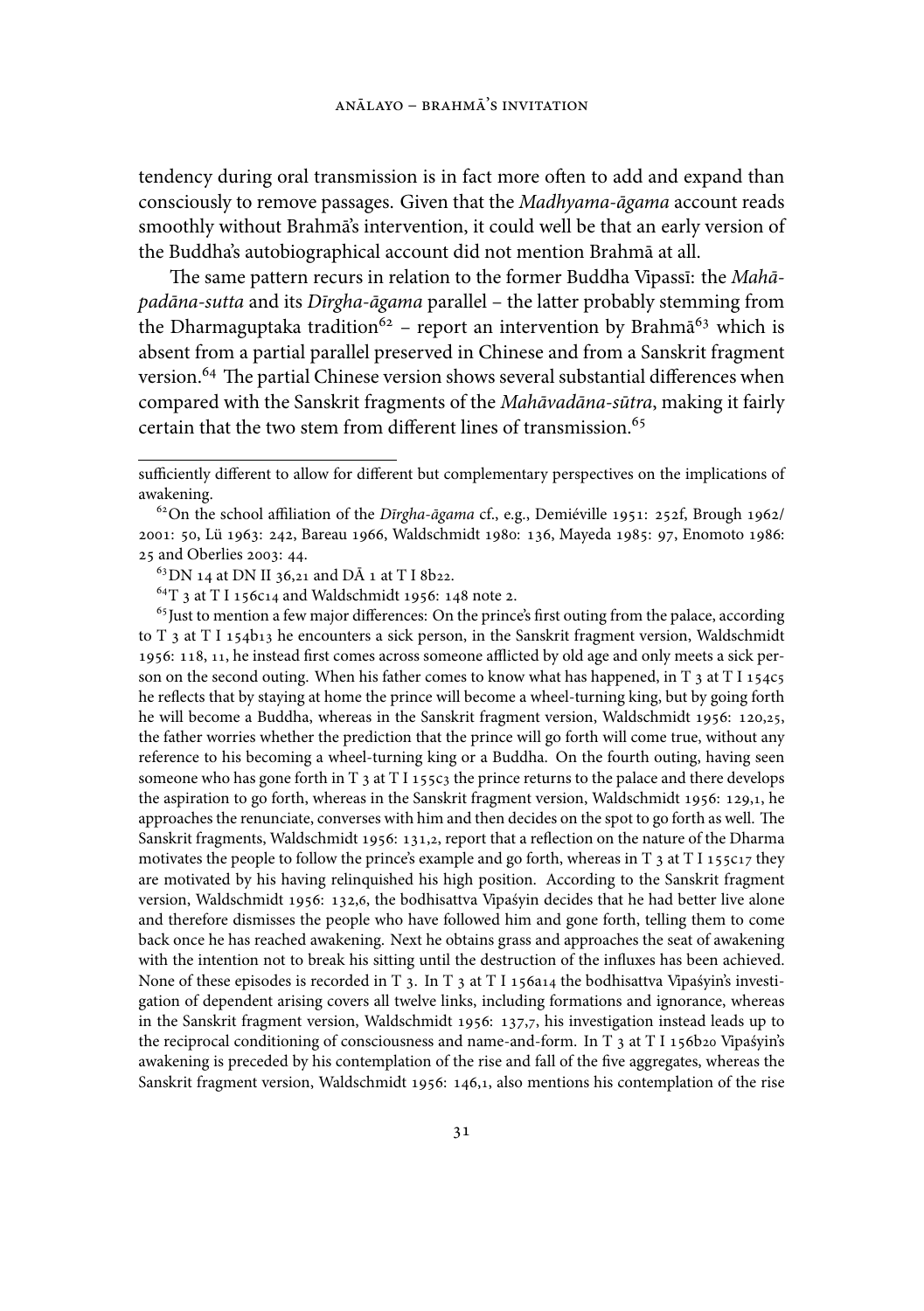tendency during oral transmission is in fact more often to add and expand than consciously to remove passages. Given that the *Madhyama-āgama* account reads smoothly without Brahmā's intervention, it could well be that an early version of the Buddha's autobiographical account did not mention Brahmā at all.

The same pattern recurs in relation to the former Buddha Vipassī: the *Mahāpadāna-sutta* and its *Dīrgha-āgama* parallel – the latter probably stemming from the Dharmaguptaka tradition[62] – report an intervention by Brahmā[63] which is absent from a partial parallel preserved in Chinese and from a Sanskrit fragment version.[64] The partial Chinese version shows several substantial differences when compared with the Sanskrit fragments of the *Mahāvadāna-sūtra*, making it fairly certain that the two stem from different lines of transmission.[65]

---

sufficiently different to allow for different but complementary perspectives on the implications of awakening.

[62] On the school affiliation of the *Dīrgha-āgama* cf., e.g., Demiéville 1951: 252f, Brough 1962/2001: 50, Lü 1963: 242, Bareau 1966, Waldschmidt 1980: 136, Mayeda 1985: 97, Enomoto 1986: 25 and Oberlies 2003: 44.

[63] DN 14 at DN II 36,21 and DĀ 1 at T I 8b22.

[64] T 3 at T I 156c14 and Waldschmidt 1956: 148 note 2.

[65] Just to mention a few major differences: On the prince's first outing from the palace, according to T 3 at T I 154b13 he encounters a sick person, in the Sanskrit fragment version, Waldschmidt 1956: 118, 11, he instead first comes across someone afflicted by old age and only meets a sick person on the second outing. When his father comes to know what has happened, in T 3 at T I 154c5 he reflects that by staying at home the prince will become a wheel-turning king, but by going forth he will become a Buddha, whereas in the Sanskrit fragment version, Waldschmidt 1956: 120,25, the father worries whether the prediction that the prince will go forth will come true, without any reference to his becoming a wheel-turning king or a Buddha. On the fourth outing, having seen someone who has gone forth in T 3 at T I 155c3 the prince returns to the palace and there develops the aspiration to go forth, whereas in the Sanskrit fragment version, Waldschmidt 1956: 129,1, he approaches the renunciate, converses with him and then decides on the spot to go forth as well. The Sanskrit fragments, Waldschmidt 1956: 131,2, report that a reflection on the nature of the Dharma motivates the people to follow the prince's example and go forth, whereas in T 3 at T I 155c17 they are motivated by his having relinquished his high position. According to the Sanskrit fragment version, Waldschmidt 1956: 132,6, the bodhisattva Vipaśyin decides that he had better live alone and therefore dismisses the people who have followed him and gone forth, telling them to come back once he has reached awakening. Next he obtains grass and approaches the seat of awakening with the intention not to break his sitting until the destruction of the influxes has been achieved. None of these episodes is recorded in T 3. In T 3 at T I 156a14 the bodhisattva Vipaśyin's investigation of dependent arising covers all twelve links, including formations and ignorance, whereas in the Sanskrit fragment version, Waldschmidt 1956: 137,7, his investigation instead leads up to the reciprocal conditioning of consciousness and name-and-form. In T 3 at T I 156b20 Vipaśyin's awakening is preceded by his contemplation of the rise and fall of the five aggregates, whereas the Sanskrit fragment version, Waldschmidt 1956: 146,1, also mentions his contemplation of the rise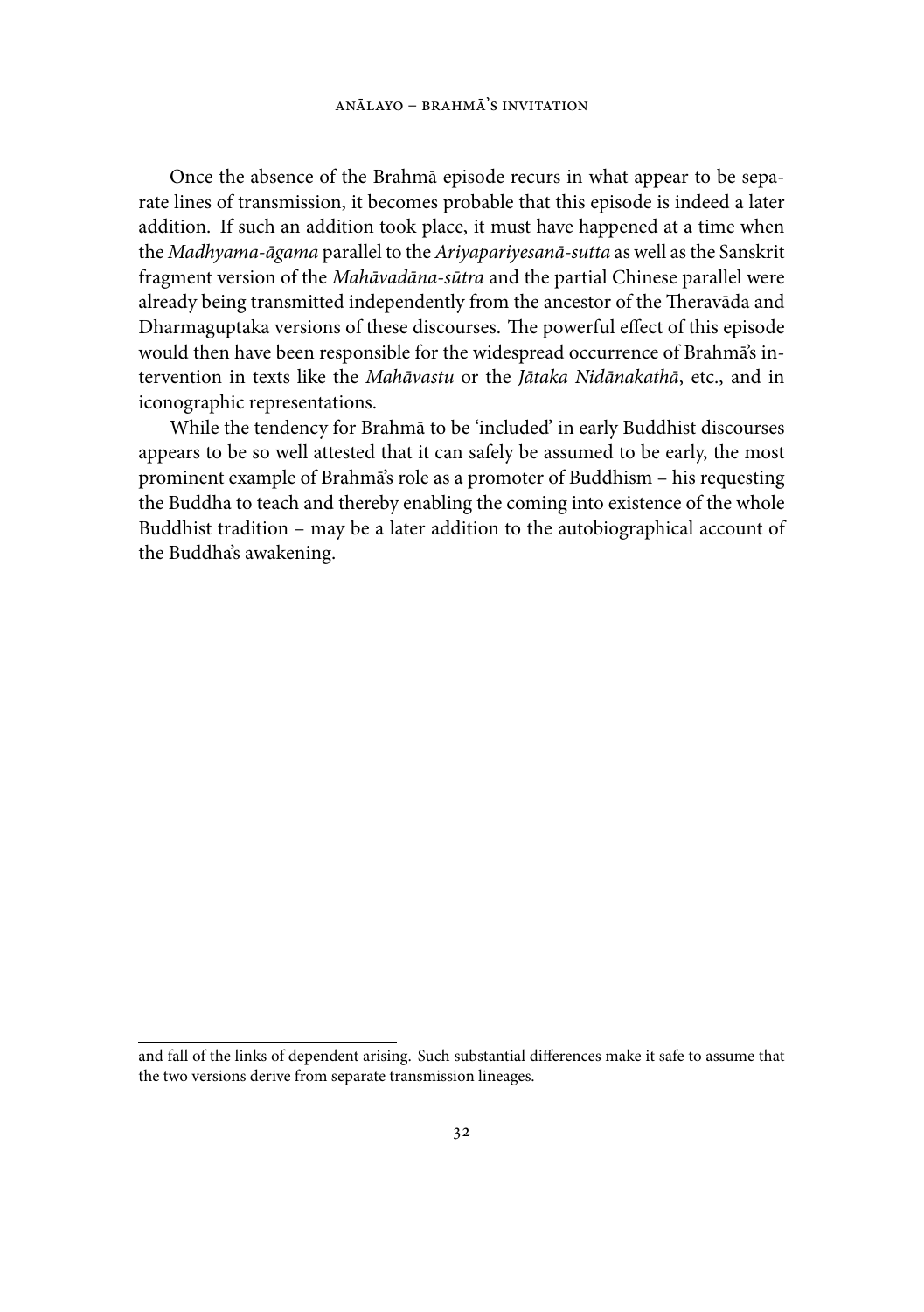Once the absence of the Brahmā episode recurs in what appear to be separate lines of transmission, it becomes probable that this episode is indeed a later addition. If such an addition took place, it must have happened at a time when the *Madhyama-āgama* parallel to the *Ariyapariyesanā-sutta* as well as the Sanskrit fragment version of the *Mahāvadāna-sūtra* and the partial Chinese parallel were already being transmitted independently from the ancestor of the Theravāda and Dharmaguptaka versions of these discourses. The powerful effect of this episode would then have been responsible for the widespread occurrence of Brahmā's intervention in texts like the *Mahāvastu* or the *Jātaka Nidānakathā*, etc., and in iconographic representations.

While the tendency for Brahmā to be 'included' in early Buddhist discourses appears to be so well attested that it can safely be assumed to be early, the most prominent example of Brahmā's role as a promoter of Buddhism – his requesting the Buddha to teach and thereby enabling the coming into existence of the whole Buddhist tradition – may be a later addition to the autobiographical account of the Buddha's awakening.

---

and fall of the links of dependent arising. Such substantial differences make it safe to assume that the two versions derive from separate transmission lineages.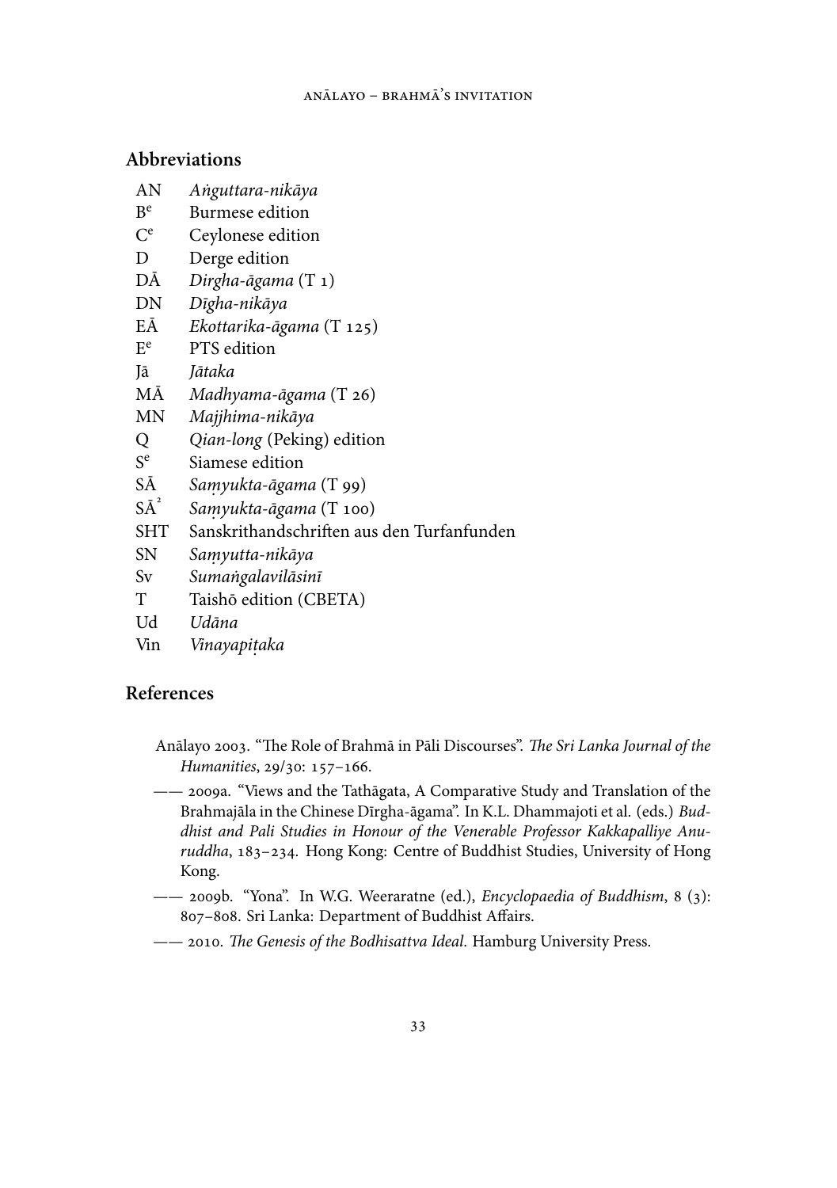## Abbreviations

AN *Aṅguttara-nikāya*
Be Burmese edition
Ce Ceylonese edition
D Derge edition
DĀ *Dirgha-āgama* (T 1)
DN *Dīgha-nikāya*
EĀ *Ekottarika-āgama* (T 125)
Ee PTS edition
Jā *Jātaka*
MĀ *Madhyama-āgama* (T 26)
MN *Majjhima-nikāya*
Q *Qian-long* (Peking) edition
Se Siamese edition
SĀ *Saṃyukta-āgama* (T 99)
SĀ² *Saṃyukta-āgama* (T 100)
SHT Sanskrithandschriften aus den Turfanfunden
SN *Saṃyutta-nikāya*
Sv *Sumaṅgalavilāsinī*
T Taishō edition (CBETA)
Ud *Udāna*
Vin *Vinayapiṭaka*

## References

Anālayo 2003. "The Role of Brahmā in Pāli Discourses". *The Sri Lanka Journal of the Humanities*, 29/30: 157–166.

—— 2009a. "Views and the Tathāgata, A Comparative Study and Translation of the Brahmajāla in the Chinese Dīrgha-āgama". In K.L. Dhammajoti et al. (eds.) *Buddhist and Pali Studies in Honour of the Venerable Professor Kakkapalliye Anuruddha*, 183–234. Hong Kong: Centre of Buddhist Studies, University of Hong Kong.

—— 2009b. "Yona". In W.G. Weeraratne (ed.), *Encyclopaedia of Buddhism*, 8 (3): 807–808. Sri Lanka: Department of Buddhist Affairs.

—— 2010. *The Genesis of the Bodhisattva Ideal*. Hamburg University Press.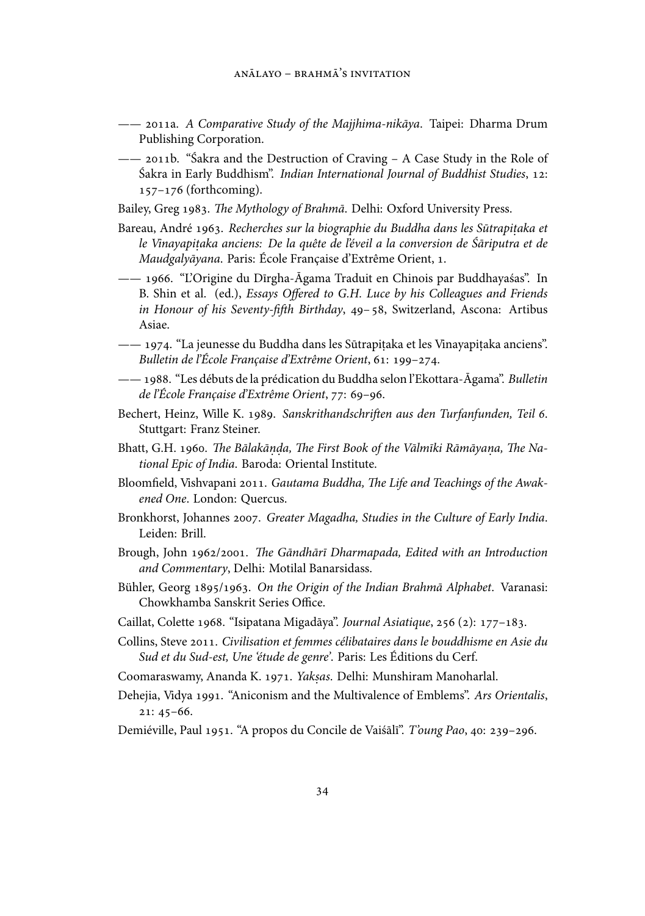—— 2011a. *A Comparative Study of the Majjhima-nikāya*. Taipei: Dharma Drum Publishing Corporation.

—— 2011b. "Śakra and the Destruction of Craving – A Case Study in the Role of Śakra in Early Buddhism". *Indian International Journal of Buddhist Studies*, 12: 157–176 (forthcoming).

Bailey, Greg 1983. *The Mythology of Brahmā*. Delhi: Oxford University Press.

Bareau, André 1963. *Recherches sur la biographie du Buddha dans les Sūtrapiṭaka et le Vinayapiṭaka anciens: De la quête de l'éveil a la conversion de Śāriputra et de Maudgalyāyana*. Paris: École Française d'Extrême Orient, 1.

—— 1966. "L'Origine du Dīrgha-Āgama Traduit en Chinois par Buddhayaśas". In B. Shin et al. (ed.), *Essays Offered to G.H. Luce by his Colleagues and Friends in Honour of his Seventy-fifth Birthday*, 49–58, Switzerland, Ascona: Artibus Asiae.

—— 1974. "La jeunesse du Buddha dans les Sūtrapiṭaka et les Vinayapiṭaka anciens". *Bulletin de l'École Française d'Extrême Orient*, 61: 199–274.

—— 1988. "Les débuts de la prédication du Buddha selon l'Ekottara-Āgama". *Bulletin de l'École Française d'Extrême Orient*, 77: 69–96.

Bechert, Heinz, Wille K. 1989. *Sanskrithandschriften aus den Turfanfunden, Teil 6*. Stuttgart: Franz Steiner.

Bhatt, G.H. 1960. *The Bālakāṇḍa, The First Book of the Vālmīki Rāmāyaṇa, The National Epic of India*. Baroda: Oriental Institute.

Bloomfield, Vishvapani 2011. *Gautama Buddha, The Life and Teachings of the Awakened One*. London: Quercus.

Bronkhorst, Johannes 2007. *Greater Magadha, Studies in the Culture of Early India*. Leiden: Brill.

Brough, John 1962/2001. *The Gāndhārī Dharmapada, Edited with an Introduction and Commentary*, Delhi: Motilal Banarsidass.

Bühler, Georg 1895/1963. *On the Origin of the Indian Brahmā Alphabet*. Varanasi: Chowkhamba Sanskrit Series Office.

Caillat, Colette 1968. "Isipatana Migadāya". *Journal Asiatique*, 256 (2): 177–183.

Collins, Steve 2011. *Civilisation et femmes célibataires dans le bouddhisme en Asie du Sud et du Sud-est, Une 'étude de genre'*. Paris: Les Éditions du Cerf.

Coomaraswamy, Ananda K. 1971. *Yakṣas*. Delhi: Munshiram Manoharlal.

Dehejia, Vidya 1991. "Aniconism and the Multivalence of Emblems". *Ars Orientalis*, 21: 45–66.

Demiéville, Paul 1951. "A propos du Concile de Vaiśālī". *T'oung Pao*, 40: 239–296.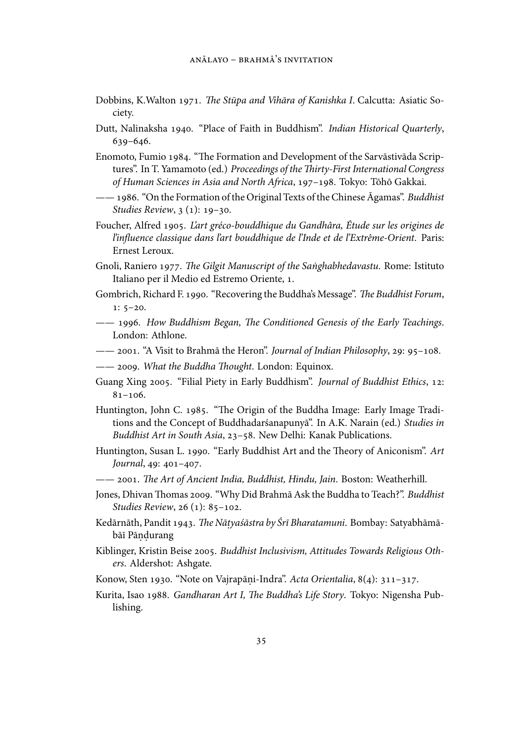Dobbins, K.Walton 1971. *The Stūpa and Vihāra of Kanishka I*. Calcutta: Asiatic Society.

Dutt, Nalinaksha 1940. "Place of Faith in Buddhism". *Indian Historical Quarterly*, 639–646.

Enomoto, Fumio 1984. "The Formation and Development of the Sarvāstivāda Scriptures". In T. Yamamoto (ed.) *Proceedings of the Thirty-First International Congress of Human Sciences in Asia and North Africa*, 197–198. Tokyo: Tōhō Gakkai.

—— 1986. "On the Formation of the Original Texts of the Chinese Āgamas". *Buddhist Studies Review*, 3 (1): 19–30.

Foucher, Alfred 1905. *L'art gréco-bouddhique du Gandhâra, Étude sur les origines de l'influence classique dans l'art bouddhique de l'Inde et de l'Extrême-Orient*. Paris: Ernest Leroux.

Gnoli, Raniero 1977. *The Gilgit Manuscript of the Saṅghabhedavastu*. Rome: Istituto Italiano per il Medio ed Estremo Oriente, 1.

Gombrich, Richard F. 1990. "Recovering the Buddha's Message". *The Buddhist Forum*, 1: 5–20.

—— 1996. *How Buddhism Began, The Conditioned Genesis of the Early Teachings*. London: Athlone.

—— 2001. "A Visit to Brahmā the Heron". *Journal of Indian Philosophy*, 29: 95–108.

—— 2009. *What the Buddha Thought*. London: Equinox.

Guang Xing 2005. "Filial Piety in Early Buddhism". *Journal of Buddhist Ethics*, 12: 81–106.

Huntington, John C. 1985. "The Origin of the Buddha Image: Early Image Traditions and the Concept of Buddhadarśanapunyā". In A.K. Narain (ed.) *Studies in Buddhist Art in South Asia*, 23–58. New Delhi: Kanak Publications.

Huntington, Susan L. 1990. "Early Buddhist Art and the Theory of Aniconism". *Art Journal*, 49: 401–407.

—— 2001. *The Art of Ancient India, Buddhist, Hindu, Jain*. Boston: Weatherhill.

Jones, Dhivan Thomas 2009. "Why Did Brahmā Ask the Buddha to Teach?". *Buddhist Studies Review*, 26 (1): 85–102.

Kedārnāth, Pandit 1943. *The Nāṭyaśāstra by Śrī Bharatamuni*. Bombay: Satyabhāmābāī Pāṇḍurang

Kiblinger, Kristin Beise 2005. *Buddhist Inclusivism, Attitudes Towards Religious Others*. Aldershot: Ashgate.

Konow, Sten 1930. "Note on Vajrapāṇi-Indra". *Acta Orientalia*, 8(4): 311–317.

Kurita, Isao 1988. *Gandharan Art I, The Buddha's Life Story*. Tokyo: Nigensha Publishing.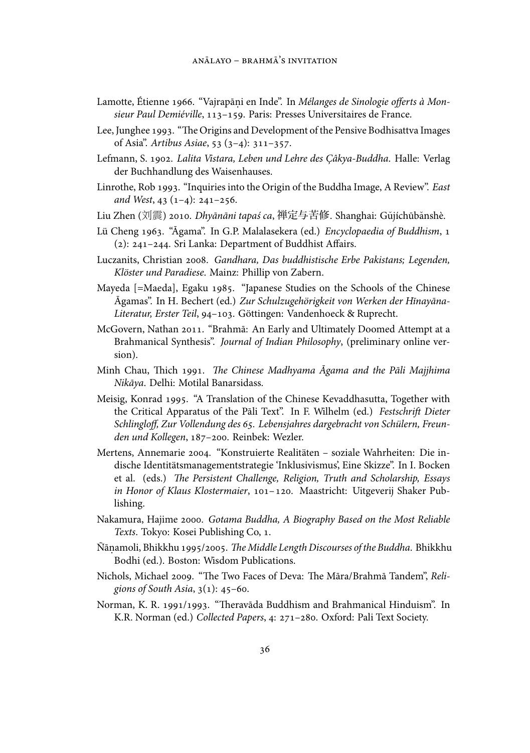Lamotte, Étienne 1966. "Vajrapāṇi en Inde". In *Mélanges de Sinologie offerts à Monsieur Paul Demiéville*, 113–159. Paris: Presses Universitaires de France.

Lee, Junghee 1993. "The Origins and Development of the Pensive Bodhisattva Images of Asia". *Artibus Asiae*, 53 (3–4): 311–357.

Lefmann, S. 1902. *Lalita Vistara, Leben und Lehre des Çâkya-Buddha*. Halle: Verlag der Buchhandlung des Waisenhauses.

Linrothe, Rob 1993. "Inquiries into the Origin of the Buddha Image, A Review". *East and West*, 43 (1–4): 241–256.

Liu Zhen (刘震) 2010. *Dhyānāni tapaś ca*, 禅定与苦修. Shanghai: Gǔjíchūbǎnshè.

Lü Cheng 1963. "Āgama". In G.P. Malalasekera (ed.) *Encyclopaedia of Buddhism*, 1 (2): 241–244. Sri Lanka: Department of Buddhist Affairs.

Luczanits, Christian 2008. *Gandhara, Das buddhistische Erbe Pakistans; Legenden, Klöster und Paradiese*. Mainz: Phillip von Zabern.

Mayeda [=Maeda], Egaku 1985. "Japanese Studies on the Schools of the Chinese Āgamas". In H. Bechert (ed.) *Zur Schulzugehörigkeit von Werken der Hīnayāna-Literatur, Erster Teil*, 94–103. Göttingen: Vandenhoeck & Ruprecht.

McGovern, Nathan 2011. "Brahmā: An Early and Ultimately Doomed Attempt at a Brahmanical Synthesis". *Journal of Indian Philosophy*, (preliminary online version).

Minh Chau, Thich 1991. *The Chinese Madhyama Āgama and the Pāli Majjhima Nikāya*. Delhi: Motilal Banarsidass.

Meisig, Konrad 1995. "A Translation of the Chinese Kevaddhasutta, Together with the Critical Apparatus of the Pāli Text". In F. Wilhelm (ed.) *Festschrift Dieter Schlingloff, Zur Vollendung des 65. Lebensjahres dargebracht von Schülern, Freunden und Kollegen*, 187–200. Reinbek: Wezler.

Mertens, Annemarie 2004. "Konstruierte Realitäten – soziale Wahrheiten: Die indische Identitätsmanagementstrategie 'Inklusivismus', Eine Skizze". In I. Bocken et al. (eds.) *The Persistent Challenge, Religion, Truth and Scholarship, Essays in Honor of Klaus Klostermaier*, 101–120. Maastricht: Uitgeverij Shaker Publishing.

Nakamura, Hajime 2000. *Gotama Buddha, A Biography Based on the Most Reliable Texts*. Tokyo: Kosei Publishing Co, 1.

Ñāṇamoli, Bhikkhu 1995/2005. *The Middle Length Discourses of the Buddha*. Bhikkhu Bodhi (ed.). Boston: Wisdom Publications.

Nichols, Michael 2009. "The Two Faces of Deva: The Māra/Brahmā Tandem", *Religions of South Asia*, 3(1): 45–60.

Norman, K. R. 1991/1993. "Theravāda Buddhism and Brahmanical Hinduism". In K.R. Norman (ed.) *Collected Papers*, 4: 271–280. Oxford: Pali Text Society.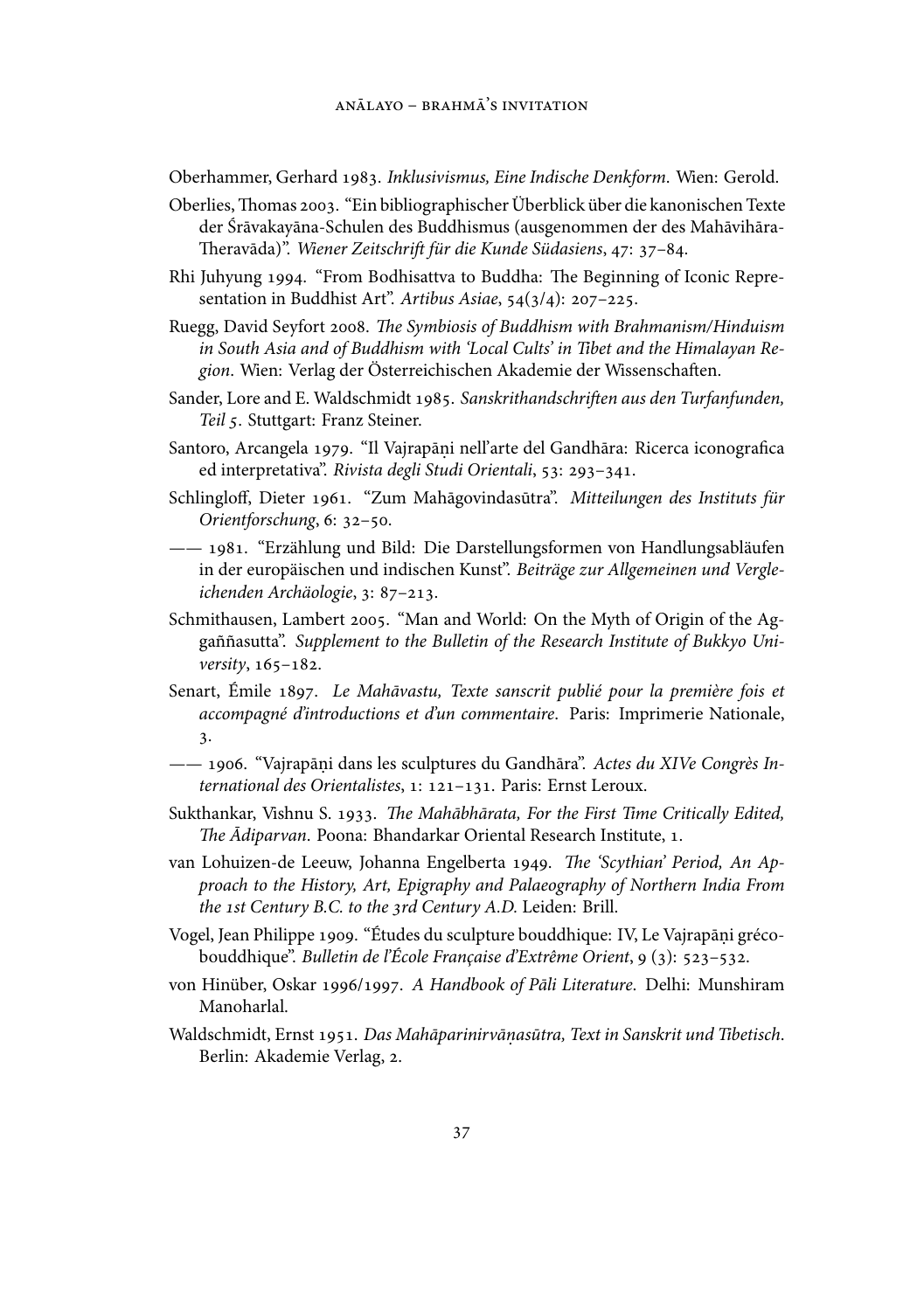Oberhammer, Gerhard 1983. *Inklusivismus, Eine Indische Denkform*. Wien: Gerold.

Oberlies, Thomas 2003. "Ein bibliographischer Überblick über die kanonischen Texte der Śrāvakayāna-Schulen des Buddhismus (ausgenommen der des Mahāvihāra-Theravāda)". *Wiener Zeitschrift für die Kunde Südasiens*, 47: 37–84.

Rhi Juhyung 1994. "From Bodhisattva to Buddha: The Beginning of Iconic Representation in Buddhist Art". *Artibus Asiae*, 54(3/4): 207–225.

Ruegg, David Seyfort 2008. *The Symbiosis of Buddhism with Brahmanism/Hinduism in South Asia and of Buddhism with 'Local Cults' in Tibet and the Himalayan Region*. Wien: Verlag der Österreichischen Akademie der Wissenschaften.

Sander, Lore and E. Waldschmidt 1985. *Sanskrithandschriften aus den Turfanfunden, Teil 5*. Stuttgart: Franz Steiner.

Santoro, Arcangela 1979. "Il Vajrapāṇi nell'arte del Gandhāra: Ricerca iconografica ed interpretativa". *Rivista degli Studi Orientali*, 53: 293–341.

Schlingloff, Dieter 1961. "Zum Mahāgovindasūtra". *Mitteilungen des Instituts für Orientforschung*, 6: 32–50.

—— 1981. "Erzählung und Bild: Die Darstellungsformen von Handlungsabläufen in der europäischen und indischen Kunst". *Beiträge zur Allgemeinen und Vergleichenden Archäologie*, 3: 87–213.

Schmithausen, Lambert 2005. "Man and World: On the Myth of Origin of the Aggaññasutta". *Supplement to the Bulletin of the Research Institute of Bukkyo University*, 165–182.

Senart, Émile 1897. *Le Mahāvastu, Texte sanscrit publié pour la première fois et accompagné d'introductions et d'un commentaire*. Paris: Imprimerie Nationale, 3.

—— 1906. "Vajrapāṇi dans les sculptures du Gandhāra". *Actes du XIVe Congrès International des Orientalistes*, 1: 121–131. Paris: Ernst Leroux.

Sukthankar, Vishnu S. 1933. *The Mahābhārata, For the First Time Critically Edited, The Ādiparvan*. Poona: Bhandarkar Oriental Research Institute, 1.

van Lohuizen-de Leeuw, Johanna Engelberta 1949. *The 'Scythian' Period, An Approach to the History, Art, Epigraphy and Palaeography of Northern India From the 1st Century B.C. to the 3rd Century A.D.* Leiden: Brill.

Vogel, Jean Philippe 1909. "Études du sculpture bouddhique: IV, Le Vajrapāṇi gréco-bouddhique". *Bulletin de l'École Française d'Extrême Orient*, 9 (3): 523–532.

von Hinüber, Oskar 1996/1997. *A Handbook of Pāli Literature*. Delhi: Munshiram Manoharlal.

Waldschmidt, Ernst 1951. *Das Mahāparinirvāṇasūtra, Text in Sanskrit und Tibetisch*. Berlin: Akademie Verlag, 2.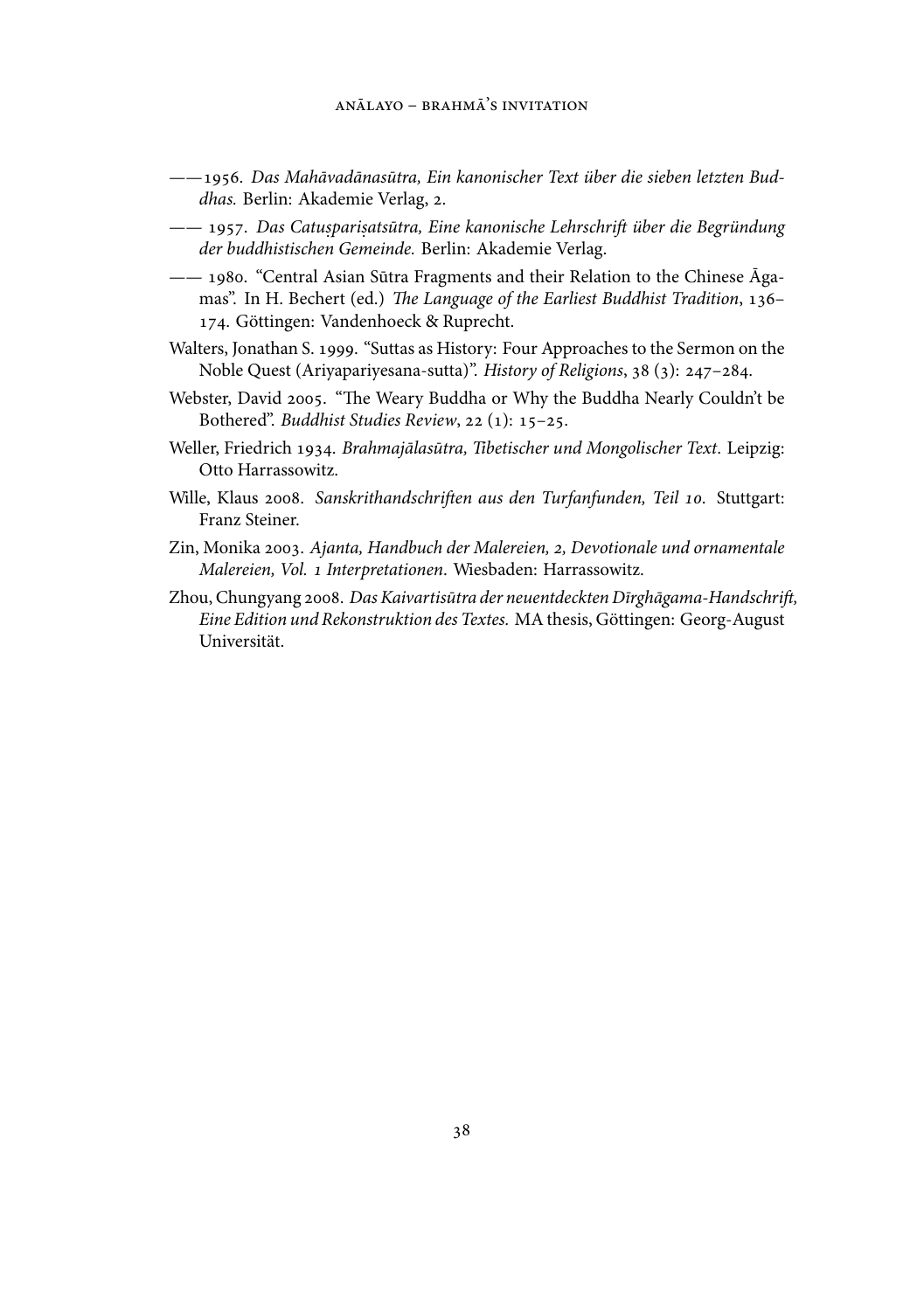——1956. *Das Mahāvadānasūtra, Ein kanonischer Text über die sieben letzten Buddhas.* Berlin: Akademie Verlag, 2.

—— 1957. *Das Catuṣpariṣatsūtra, Eine kanonische Lehrschrift über die Begründung der buddhistischen Gemeinde.* Berlin: Akademie Verlag.

—— 1980. "Central Asian Sūtra Fragments and their Relation to the Chinese Āgamas". In H. Bechert (ed.) *The Language of the Earliest Buddhist Tradition*, 136–174. Göttingen: Vandenhoeck & Ruprecht.

Walters, Jonathan S. 1999. "Suttas as History: Four Approaches to the Sermon on the Noble Quest (Ariyapariyesana-sutta)". *History of Religions*, 38 (3): 247–284.

Webster, David 2005. "The Weary Buddha or Why the Buddha Nearly Couldn't be Bothered". *Buddhist Studies Review*, 22 (1): 15–25.

Weller, Friedrich 1934. *Brahmajālasūtra, Tibetischer und Mongolischer Text*. Leipzig: Otto Harrassowitz.

Wille, Klaus 2008. *Sanskrithandschriften aus den Turfanfunden, Teil 10*. Stuttgart: Franz Steiner.

Zin, Monika 2003. *Ajanta, Handbuch der Malereien, 2, Devotionale und ornamentale Malereien, Vol. 1 Interpretationen*. Wiesbaden: Harrassowitz.

Zhou, Chungyang 2008. *Das Kaivartisūtra der neuentdeckten Dīrghāgama-Handschrift, Eine Edition und Rekonstruktion des Textes.* MA thesis, Göttingen: Georg-August Universität.